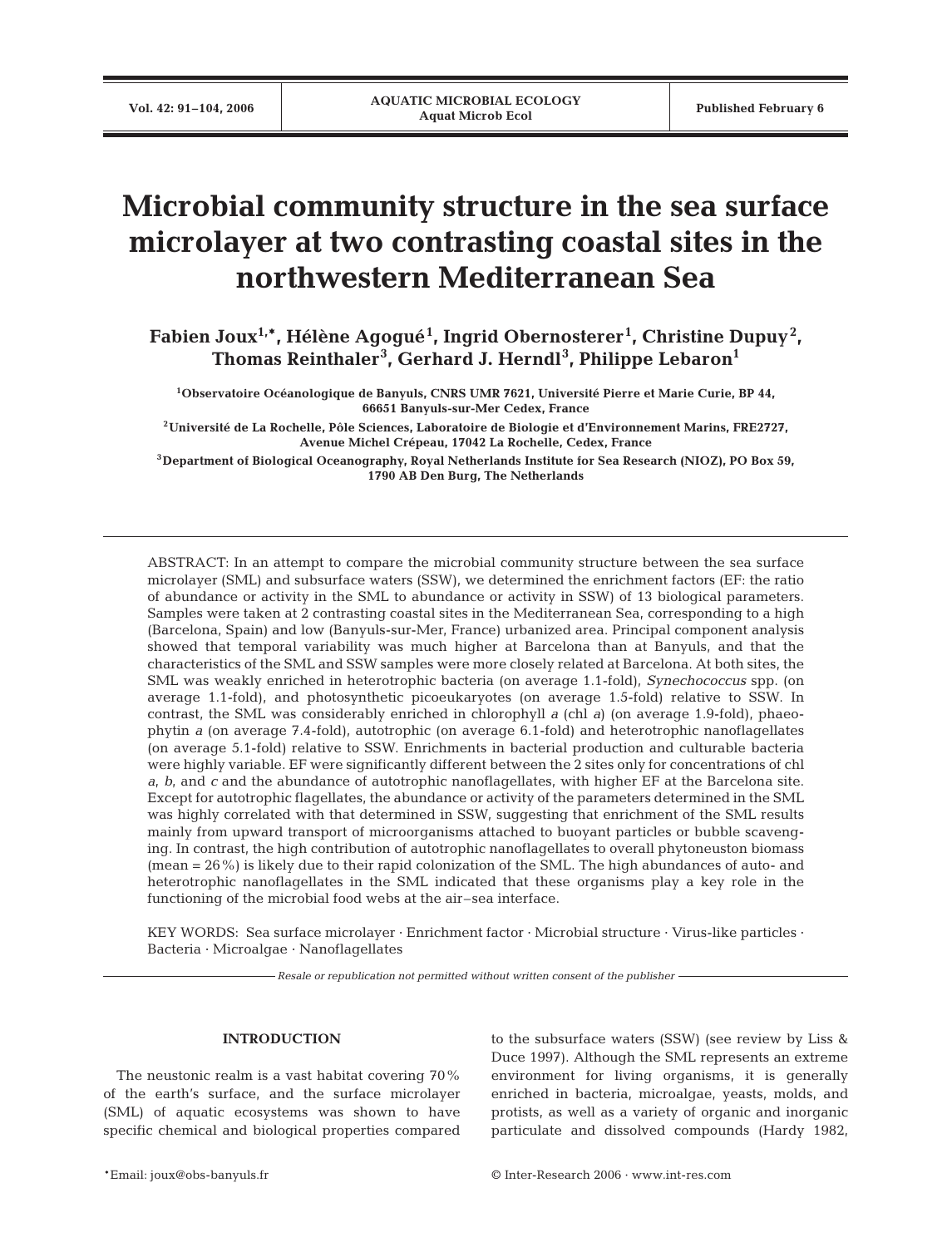# Microbial community structure in the sea surface microlayer at two contrasting coastal sites in the northwestern Mediterranean Sea

**Fabien Joux[1,*], Hélène Agogué[1], Ingrid Obernosterer[1], Christine Dupuy[2], Thomas Reinthaler[3], Gerhard J. Herndl[3], Philippe Lebaron[1]**

[1]Observatoire Océanologique de Banyuls, CNRS UMR 7621, Université Pierre et Marie Curie, BP 44, 66651 Banyuls-sur-Mer Cedex, France

[2]Université de La Rochelle, Pôle Sciences, Laboratoire de Biologie et d'Environnement Marins, FRE2727, Avenue Michel Crépeau, 17042 La Rochelle, Cedex, France

[3]Department of Biological Oceanography, Royal Netherlands Institute for Sea Research (NIOZ), PO Box 59, 1790 AB Den Burg, The Netherlands

ABSTRACT: In an attempt to compare the microbial community structure between the sea surface microlayer (SML) and subsurface waters (SSW), we determined the enrichment factors (EF: the ratio of abundance or activity in the SML to abundance or activity in SSW) of 13 biological parameters. Samples were taken at 2 contrasting coastal sites in the Mediterranean Sea, corresponding to a high (Barcelona, Spain) and low (Banyuls-sur-Mer, France) urbanized area. Principal component analysis showed that temporal variability was much higher at Barcelona than at Banyuls, and that the characteristics of the SML and SSW samples were more closely related at Barcelona. At both sites, the SML was weakly enriched in heterotrophic bacteria (on average 1.1-fold), *Synechococcus* spp. (on average 1.1-fold), and photosynthetic picoeukaryotes (on average 1.5-fold) relative to SSW. In contrast, the SML was considerably enriched in chlorophyll *a* (chl *a*) (on average 1.9-fold), phaeophytin *a* (on average 7.4-fold), autotrophic (on average 6.1-fold) and heterotrophic nanoflagellates (on average 5.1-fold) relative to SSW. Enrichments in bacterial production and culturable bacteria were highly variable. EF were significantly different between the 2 sites only for concentrations of chl *a*, *b*, and *c* and the abundance of autotrophic nanoflagellates, with higher EF at the Barcelona site. Except for autotrophic flagellates, the abundance or activity of the parameters determined in the SML was highly correlated with that determined in SSW, suggesting that enrichment of the SML results mainly from upward transport of microorganisms attached to buoyant particles or bubble scavenging. In contrast, the high contribution of autotrophic nanoflagellates to overall phytoneuston biomass (mean = 26%) is likely due to their rapid colonization of the SML. The high abundances of auto- and heterotrophic nanoflagellates in the SML indicated that these organisms play a key role in the functioning of the microbial food webs at the air–sea interface.

KEY WORDS: Sea surface microlayer · Enrichment factor · Microbial structure · Virus-like particles · Bacteria · Microalgae · Nanoflagellates

*Resale or republication not permitted without written consent of the publisher*

## INTRODUCTION

The neustonic realm is a vast habitat covering 70% of the earth's surface, and the surface microlayer (SML) of aquatic ecosystems was shown to have specific chemical and biological properties compared to the subsurface waters (SSW) (see review by Liss & Duce 1997). Although the SML represents an extreme environment for living organisms, it is generally enriched in bacteria, microalgae, yeasts, molds, and protists, as well as a variety of organic and inorganic particulate and dissolved compounds (Hardy 1982,

*Email: joux@obs-banyuls.fr

© Inter-Research 2006 · www.int-res.com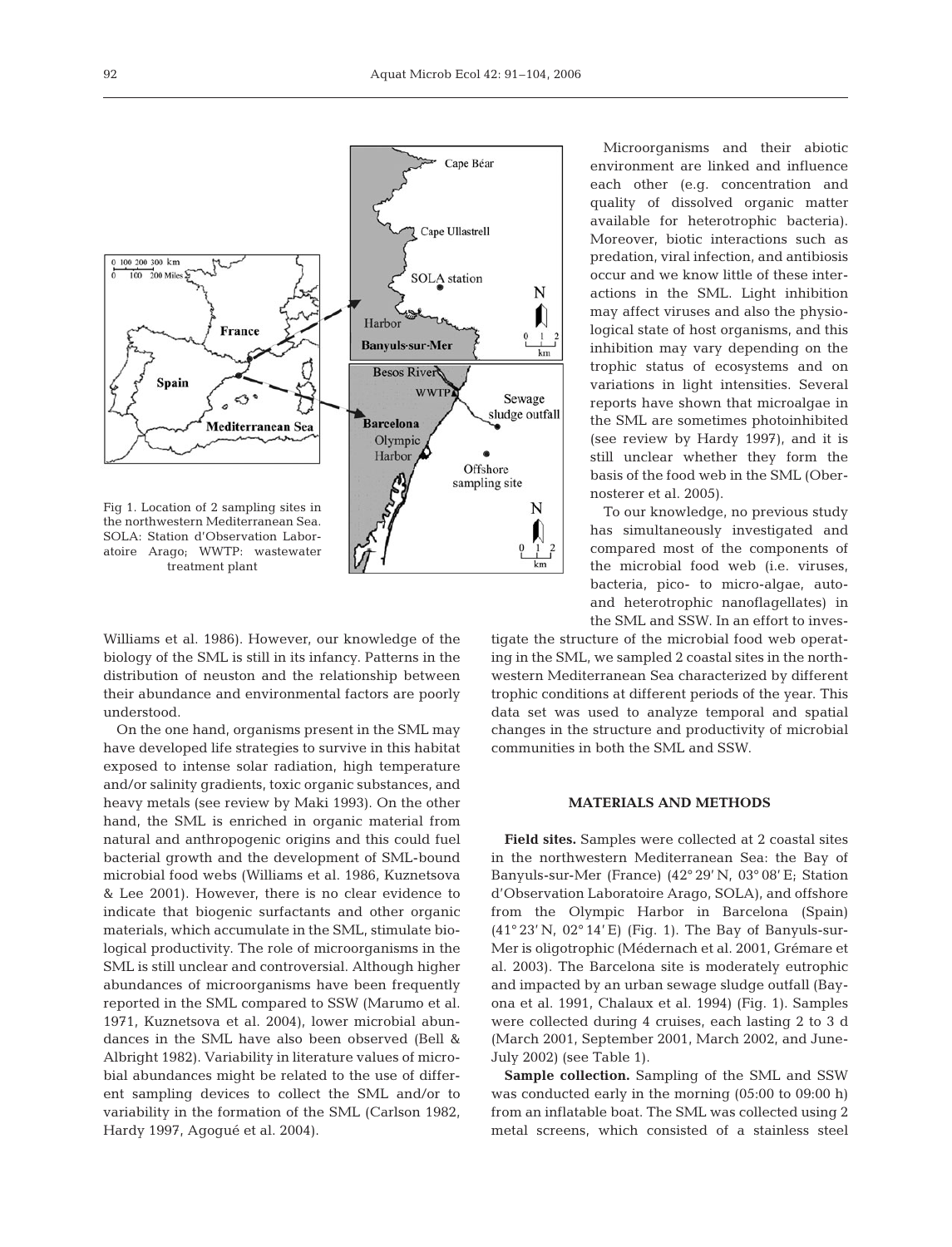Fig 1. Location of 2 sampling sites in the northwestern Mediterranean Sea. SOLA: Station d'Observation Laboratoire Arago; WWTP: wastewater treatment plant

Williams et al. 1986). However, our knowledge of the biology of the SML is still in its infancy. Patterns in the distribution of neuston and the relationship between their abundance and environmental factors are poorly understood.

On the one hand, organisms present in the SML may have developed life strategies to survive in this habitat exposed to intense solar radiation, high temperature and/or salinity gradients, toxic organic substances, and heavy metals (see review by Maki 1993). On the other hand, the SML is enriched in organic material from natural and anthropogenic origins and this could fuel bacterial growth and the development of SML-bound microbial food webs (Williams et al. 1986, Kuznetsova & Lee 2001). However, there is no clear evidence to indicate that biogenic surfactants and other organic materials, which accumulate in the SML, stimulate biological productivity. The role of microorganisms in the SML is still unclear and controversial. Although higher abundances of microorganisms have been frequently reported in the SML compared to SSW (Marumo et al. 1971, Kuznetsova et al. 2004), lower microbial abundances in the SML have also been observed (Bell & Albright 1982). Variability in literature values of microbial abundances might be related to the use of different sampling devices to collect the SML and/or to variability in the formation of the SML (Carlson 1982, Hardy 1997, Agogué et al. 2004).

Microorganisms and their abiotic environment are linked and influence each other (e.g. concentration and quality of dissolved organic matter available for heterotrophic bacteria). Moreover, biotic interactions such as predation, viral infection, and antibiosis occur and we know little of these interactions in the SML. Light inhibition may affect viruses and also the physiological state of host organisms, and this inhibition may vary depending on the trophic status of ecosystems and on variations in light intensities. Several reports have shown that microalgae in the SML are sometimes photoinhibited (see review by Hardy 1997), and it is still unclear whether they form the basis of the food web in the SML (Obernosterer et al. 2005).

To our knowledge, no previous study has simultaneously investigated and compared most of the components of the microbial food web (i.e. viruses, bacteria, pico- to micro-algae, auto- and heterotrophic nanoflagellates) in the SML and SSW. In an effort to investigate the structure of the microbial food web operating in the SML, we sampled 2 coastal sites in the northwestern Mediterranean Sea characterized by different trophic conditions at different periods of the year. This data set was used to analyze temporal and spatial changes in the structure and productivity of microbial communities in both the SML and SSW.

## MATERIALS AND METHODS

**Field sites.** Samples were collected at 2 coastal sites in the northwestern Mediterranean Sea: the Bay of Banyuls-sur-Mer (France) (42° 29′ N, 03° 08′ E; Station d'Observation Laboratoire Arago, SOLA), and offshore from the Olympic Harbor in Barcelona (Spain) (41° 23′ N, 02° 14′ E) (Fig. 1). The Bay of Banyuls-sur-Mer is oligotrophic (Médernach et al. 2001, Grémare et al. 2003). The Barcelona site is moderately eutrophic and impacted by an urban sewage sludge outfall (Bayona et al. 1991, Chalaux et al. 1994) (Fig. 1). Samples were collected during 4 cruises, each lasting 2 to 3 d (March 2001, September 2001, March 2002, and June-July 2002) (see Table 1).

**Sample collection.** Sampling of the SML and SSW was conducted early in the morning (05:00 to 09:00 h) from an inflatable boat. The SML was collected using 2 metal screens, which consisted of a stainless steel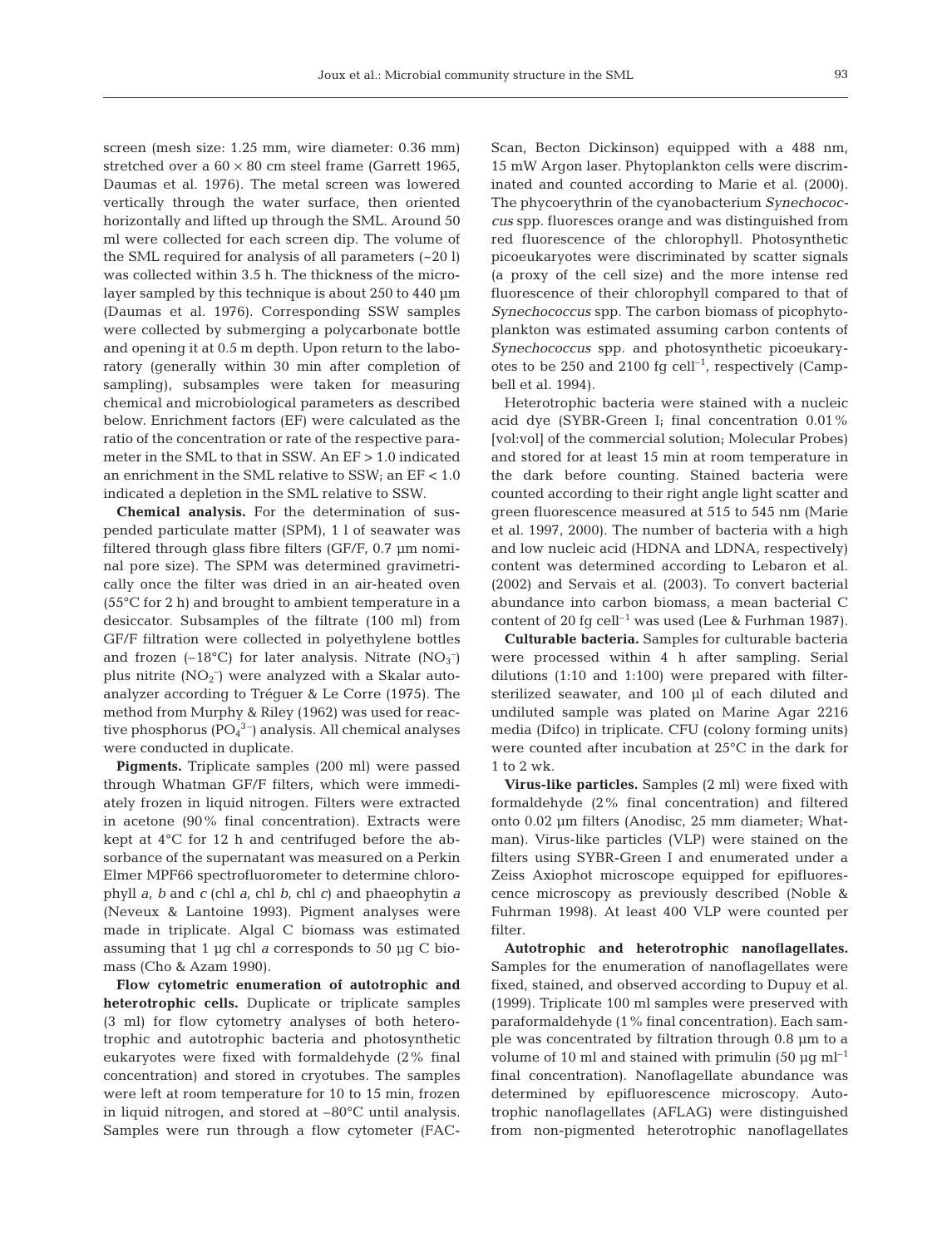screen (mesh size: 1.25 mm, wire diameter: 0.36 mm) stretched over a 60 × 80 cm steel frame (Garrett 1965, Daumas et al. 1976). The metal screen was lowered vertically through the water surface, then oriented horizontally and lifted up through the SML. Around 50 ml were collected for each screen dip. The volume of the SML required for analysis of all parameters (~20 l) was collected within 3.5 h. The thickness of the microlayer sampled by this technique is about 250 to 440 µm (Daumas et al. 1976). Corresponding SSW samples were collected by submerging a polycarbonate bottle and opening it at 0.5 m depth. Upon return to the laboratory (generally within 30 min after completion of sampling), subsamples were taken for measuring chemical and microbiological parameters as described below. Enrichment factors (EF) were calculated as the ratio of the concentration or rate of the respective parameter in the SML to that in SSW. An EF > 1.0 indicated an enrichment in the SML relative to SSW; an EF < 1.0 indicated a depletion in the SML relative to SSW.

**Chemical analysis.** For the determination of suspended particulate matter (SPM), 1 l of seawater was filtered through glass fibre filters (GF/F, 0.7 µm nominal pore size). The SPM was determined gravimetrically once the filter was dried in an air-heated oven (55°C for 2 h) and brought to ambient temperature in a desiccator. Subsamples of the filtrate (100 ml) from GF/F filtration were collected in polyethylene bottles and frozen (–18°C) for later analysis. Nitrate ($NO_3^-$) plus nitrite ($NO_2^-$) were analyzed with a Skalar autoanalyzer according to Tréguer & Le Corre (1975). The method from Murphy & Riley (1962) was used for reactive phosphorus ($PO_4^{3-}$) analysis. All chemical analyses were conducted in duplicate.

**Pigments.** Triplicate samples (200 ml) were passed through Whatman GF/F filters, which were immediately frozen in liquid nitrogen. Filters were extracted in acetone (90% final concentration). Extracts were kept at 4°C for 12 h and centrifuged before the absorbance of the supernatant was measured on a Perkin Elmer MPF66 spectrofluorometer to determine chlorophyll *a*, *b* and *c* (chl *a*, chl *b*, chl *c*) and phaeophytin *a* (Neveux & Lantoine 1993). Pigment analyses were made in triplicate. Algal C biomass was estimated assuming that 1 µg chl *a* corresponds to 50 µg C biomass (Cho & Azam 1990).

**Flow cytometric enumeration of autotrophic and heterotrophic cells.** Duplicate or triplicate samples (3 ml) for flow cytometry analyses of both heterotrophic and autotrophic bacteria and photosynthetic eukaryotes were fixed with formaldehyde (2% final concentration) and stored in cryotubes. The samples were left at room temperature for 10 to 15 min, frozen in liquid nitrogen, and stored at –80°C until analysis. Samples were run through a flow cytometer (FACScan, Becton Dickinson) equipped with a 488 nm, 15 mW Argon laser. Phytoplankton cells were discriminated and counted according to Marie et al. (2000). The phycoerythrin of the cyanobacterium *Synechococcus* spp. fluoresces orange and was distinguished from red fluorescence of the chlorophyll. Photosynthetic picoeukaryotes were discriminated by scatter signals (a proxy of the cell size) and the more intense red fluorescence of their chlorophyll compared to that of *Synechococcus* spp. The carbon biomass of picophytoplankton was estimated assuming carbon contents of *Synechococcus* spp. and photosynthetic picoeukaryotes to be 250 and 2100 fg cell$^{-1}$, respectively (Campbell et al. 1994).

Heterotrophic bacteria were stained with a nucleic acid dye (SYBR-Green I; final concentration 0.01% [vol:vol] of the commercial solution; Molecular Probes) and stored for at least 15 min at room temperature in the dark before counting. Stained bacteria were counted according to their right angle light scatter and green fluorescence measured at 515 to 545 nm (Marie et al. 1997, 2000). The number of bacteria with a high and low nucleic acid (HDNA and LDNA, respectively) content was determined according to Lebaron et al. (2002) and Servais et al. (2003). To convert bacterial abundance into carbon biomass, a mean bacterial C content of 20 fg cell$^{-1}$ was used (Lee & Furhman 1987).

**Culturable bacteria.** Samples for culturable bacteria were processed within 4 h after sampling. Serial dilutions (1:10 and 1:100) were prepared with filter-sterilized seawater, and 100 µl of each diluted and undiluted sample was plated on Marine Agar 2216 media (Difco) in triplicate. CFU (colony forming units) were counted after incubation at 25°C in the dark for 1 to 2 wk.

**Virus-like particles.** Samples (2 ml) were fixed with formaldehyde (2% final concentration) and filtered onto 0.02 µm filters (Anodisc, 25 mm diameter; Whatman). Virus-like particles (VLP) were stained on the filters using SYBR-Green I and enumerated under a Zeiss Axiophot microscope equipped for epifluorescence microscopy as previously described (Noble & Fuhrman 1998). At least 400 VLP were counted per filter.

**Autotrophic and heterotrophic nanoflagellates.** Samples for the enumeration of nanoflagellates were fixed, stained, and observed according to Dupuy et al. (1999). Triplicate 100 ml samples were preserved with paraformaldehyde (1% final concentration). Each sample was concentrated by filtration through 0.8 µm to a volume of 10 ml and stained with primulin (50 µg ml$^{-1}$ final concentration). Nanoflagellate abundance was determined by epifluorescence microscopy. Autotrophic nanoflagellates (AFLAG) were distinguished from non-pigmented heterotrophic nanoflagellates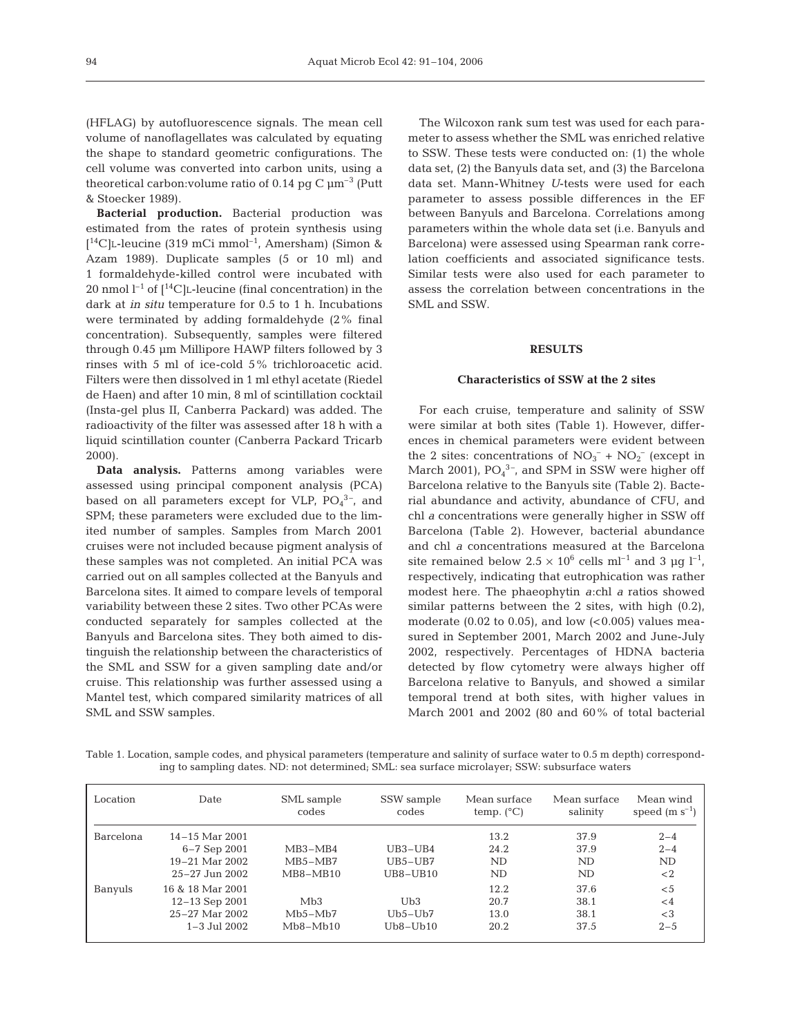(HFLAG) by autofluorescence signals. The mean cell volume of nanoflagellates was calculated by equating the shape to standard geometric configurations. The cell volume was converted into carbon units, using a theoretical carbon:volume ratio of 0.14 pg C $\mu m^{-3}$ (Putt & Stoecker 1989).

**Bacterial production.** Bacterial production was estimated from the rates of protein synthesis using [$^{14}C$]L-leucine (319 mCi $mmol^{-1}$, Amersham) (Simon & Azam 1989). Duplicate samples (5 or 10 ml) and 1 formaldehyde-killed control were incubated with 20 nmol $l^{-1}$ of [$^{14}C$]L-leucine (final concentration) in the dark at *in situ* temperature for 0.5 to 1 h. Incubations were terminated by adding formaldehyde (2% final concentration). Subsequently, samples were filtered through 0.45 µm Millipore HAWP filters followed by 3 rinses with 5 ml of ice-cold 5% trichloroacetic acid. Filters were then dissolved in 1 ml ethyl acetate (Riedel de Haen) and after 10 min, 8 ml of scintillation cocktail (Insta-gel plus II, Canberra Packard) was added. The radioactivity of the filter was assessed after 18 h with a liquid scintillation counter (Canberra Packard Tricarb 2000).

**Data analysis.** Patterns among variables were assessed using principal component analysis (PCA) based on all parameters except for VLP, $PO_4^{3-}$, and SPM; these parameters were excluded due to the limited number of samples. Samples from March 2001 cruises were not included because pigment analysis of these samples was not completed. An initial PCA was carried out on all samples collected at the Banyuls and Barcelona sites. It aimed to compare levels of temporal variability between these 2 sites. Two other PCAs were conducted separately for samples collected at the Banyuls and Barcelona sites. They both aimed to distinguish the relationship between the characteristics of the SML and SSW for a given sampling date and/or cruise. This relationship was further assessed using a Mantel test, which compared similarity matrices of all SML and SSW samples.

The Wilcoxon rank sum test was used for each parameter to assess whether the SML was enriched relative to SSW. These tests were conducted on: (1) the whole data set, (2) the Banyuls data set, and (3) the Barcelona data set. Mann-Whitney *U*-tests were used for each parameter to assess possible differences in the EF between Banyuls and Barcelona. Correlations among parameters within the whole data set (i.e. Banyuls and Barcelona) were assessed using Spearman rank correlation coefficients and associated significance tests. Similar tests were also used for each parameter to assess the correlation between concentrations in the SML and SSW.

## RESULTS

### Characteristics of SSW at the 2 sites

For each cruise, temperature and salinity of SSW were similar at both sites (Table 1). However, differences in chemical parameters were evident between the 2 sites: concentrations of $NO_3^-$ + $NO_2^-$ (except in March 2001), $PO_4^{3-}$, and SPM in SSW were higher off Barcelona relative to the Banyuls site (Table 2). Bacterial abundance and activity, abundance of CFU, and chl *a* concentrations were generally higher in SSW off Barcelona (Table 2). However, bacterial abundance and chl *a* concentrations measured at the Barcelona site remained below $2.5 \times 10^6$ cells $ml^{-1}$ and 3 µg $l^{-1}$, respectively, indicating that eutrophication was rather modest here. The phaeophytin *a*:chl *a* ratios showed similar patterns between the 2 sites, with high (0.2), moderate (0.02 to 0.05), and low (<0.005) values measured in September 2001, March 2002 and June-July 2002, respectively. Percentages of HDNA bacteria detected by flow cytometry were always higher off Barcelona relative to Banyuls, and showed a similar temporal trend at both sites, with higher values in March 2001 and 2002 (80 and 60% of total bacterial

Table 1. Location, sample codes, and physical parameters (temperature and salinity of surface water to 0.5 m depth) corresponding to sampling dates. ND: not determined; SML: sea surface microlayer; SSW: subsurface waters

| Location | Date | SML sample codes | SSW sample codes | Mean surface temp. (°C) | Mean surface salinity | Mean wind speed ($m\ s^{-1}$) |
|---|---|---|---|---|---|---|
| Barcelona | 14–15 Mar 2001 | | | 13.2 | 37.9 | 2–4 |
| | 6–7 Sep 2001 | MB3–MB4 | UB3–UB4 | 24.2 | 37.9 | 2–4 |
| | 19–21 Mar 2002 | MB5–MB7 | UB5–UB7 | ND | ND | ND |
| | 25–27 Jun 2002 | MB8–MB10 | UB8–UB10 | ND | ND | <2 |
| Banyuls | 16 & 18 Mar 2001 | | | 12.2 | 37.6 | <5 |
| | 12–13 Sep 2001 | Mb3 | Ub3 | 20.7 | 38.1 | <4 |
| | 25–27 Mar 2002 | Mb5–Mb7 | Ub5–Ub7 | 13.0 | 38.1 | <3 |
| | 1–3 Jul 2002 | Mb8–Mb10 | Ub8–Ub10 | 20.2 | 37.5 | 2–5 |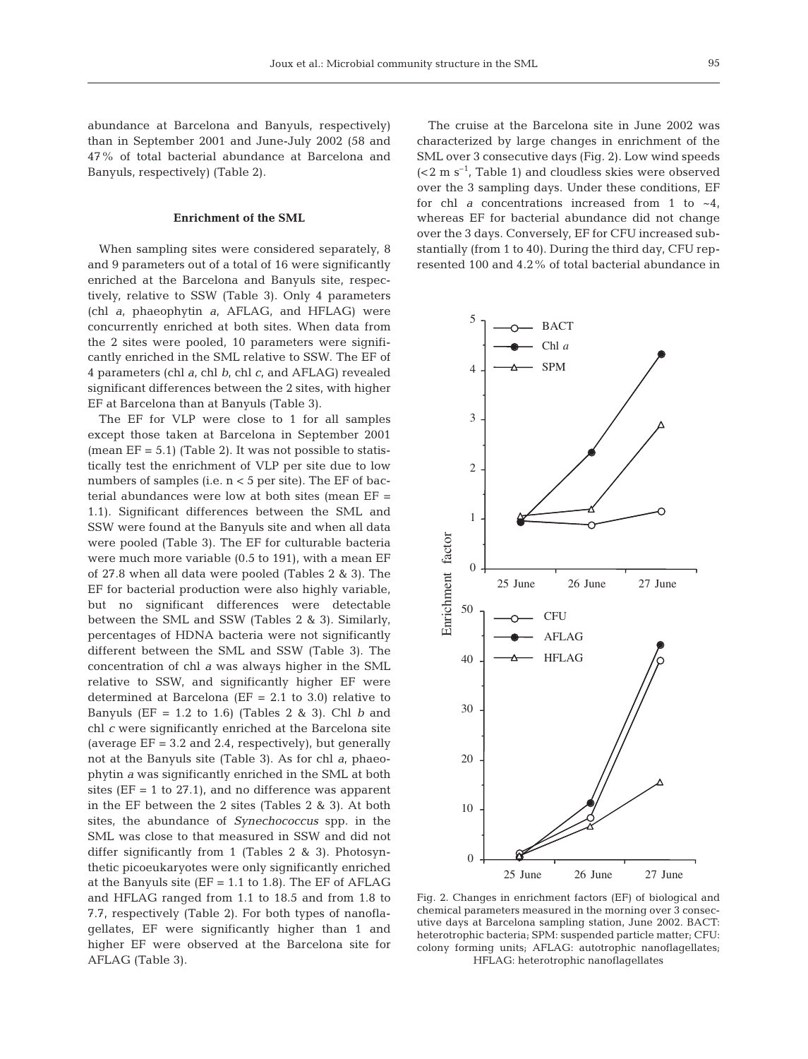abundance at Barcelona and Banyuls, respectively) than in September 2001 and June-July 2002 (58 and 47% of total bacterial abundance at Barcelona and Banyuls, respectively) (Table 2).

### Enrichment of the SML

When sampling sites were considered separately, 8 and 9 parameters out of a total of 16 were significantly enriched at the Barcelona and Banyuls site, respectively, relative to SSW (Table 3). Only 4 parameters (chl *a*, phaeophytin *a*, AFLAG, and HFLAG) were concurrently enriched at both sites. When data from the 2 sites were pooled, 10 parameters were significantly enriched in the SML relative to SSW. The EF of 4 parameters (chl *a*, chl *b*, chl *c*, and AFLAG) revealed significant differences between the 2 sites, with higher EF at Barcelona than at Banyuls (Table 3).

The EF for VLP were close to 1 for all samples except those taken at Barcelona in September 2001 (mean EF = 5.1) (Table 2). It was not possible to statistically test the enrichment of VLP per site due to low numbers of samples (i.e. $n < 5$ per site). The EF of bacterial abundances were low at both sites (mean EF = 1.1). Significant differences between the SML and SSW were found at the Banyuls site and when all data were pooled (Table 3). The EF for culturable bacteria were much more variable (0.5 to 191), with a mean EF of 27.8 when all data were pooled (Tables 2 & 3). The EF for bacterial production were also highly variable, but no significant differences were detectable between the SML and SSW (Tables 2 & 3). Similarly, percentages of HDNA bacteria were not significantly different between the SML and SSW (Table 3). The concentration of chl *a* was always higher in the SML relative to SSW, and significantly higher EF were determined at Barcelona (EF = 2.1 to 3.0) relative to Banyuls (EF = 1.2 to 1.6) (Tables 2 & 3). Chl *b* and chl *c* were significantly enriched at the Barcelona site (average EF = 3.2 and 2.4, respectively), but generally not at the Banyuls site (Table 3). As for chl *a*, phaeophytin *a* was significantly enriched in the SML at both sites (EF = 1 to 27.1), and no difference was apparent in the EF between the 2 sites (Tables 2 & 3). At both sites, the abundance of *Synechococcus* spp. in the SML was close to that measured in SSW and did not differ significantly from 1 (Tables 2 & 3). Photosynthetic picoeukaryotes were only significantly enriched at the Banyuls site (EF = 1.1 to 1.8). The EF of AFLAG and HFLAG ranged from 1.1 to 18.5 and from 1.8 to 7.7, respectively (Table 2). For both types of nanoflagellates, EF were significantly higher than 1 and higher EF were observed at the Barcelona site for AFLAG (Table 3).

The cruise at the Barcelona site in June 2002 was characterized by large changes in enrichment of the SML over 3 consecutive days (Fig. 2). Low wind speeds ($<2$ m s$^{-1}$, Table 1) and cloudless skies were observed over the 3 sampling days. Under these conditions, EF for chl *a* concentrations increased from 1 to ~4, whereas EF for bacterial abundance did not change over the 3 days. Conversely, EF for CFU increased substantially (from 1 to 40). During the third day, CFU represented 100 and 4.2% of total bacterial abundance in

Fig. 2. Changes in enrichment factors (EF) of biological and chemical parameters measured in the morning over 3 consecutive days at Barcelona sampling station, June 2002. BACT: heterotrophic bacteria; SPM: suspended particle matter; CFU: colony forming units; AFLAG: autotrophic nanoflagellates; HFLAG: heterotrophic nanoflagellates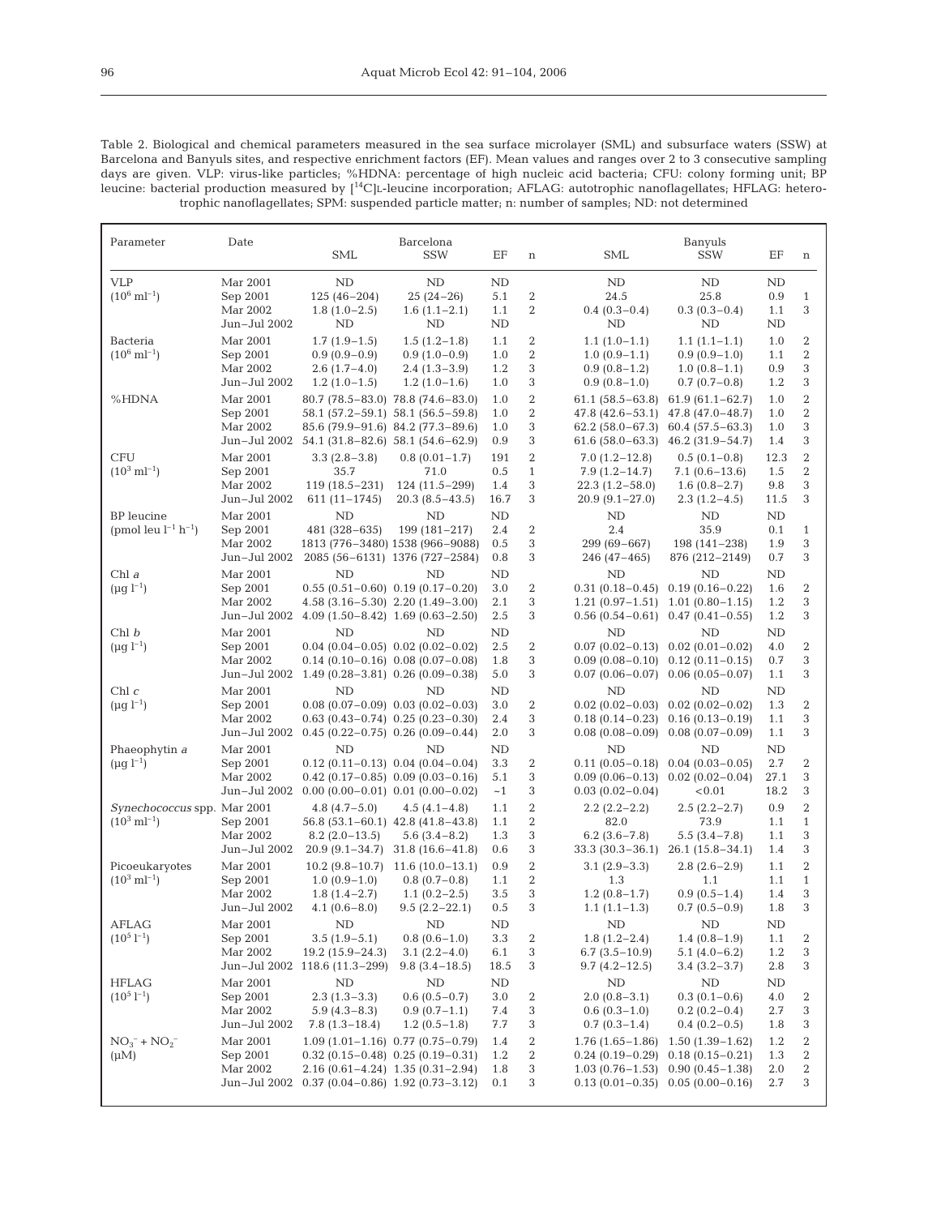Table 2. Biological and chemical parameters measured in the sea surface microlayer (SML) and subsurface waters (SSW) at Barcelona and Banyuls sites, and respective enrichment factors (EF). Mean values and ranges over 2 to 3 consecutive sampling days are given. VLP: virus-like particles; %HDNA: percentage of high nucleic acid bacteria; CFU: colony forming unit; BP leucine: bacterial production measured by [$^{14}$C]L-leucine incorporation; AFLAG: autotrophic nanoflagellates; HFLAG: heterotrophic nanoflagellates; SPM: suspended particle matter; n: number of samples; ND: not determined

| Parameter | Date | Barcelona SML | Barcelona SSW | EF | n | Banyuls SML | Banyuls SSW | EF | n |
|---|---|---|---|---|---|---|---|---|---|
| VLP | Mar 2001 | ND | ND | ND | | ND | ND | ND | |
| ($10^6$ ml$^{-1}$) | Sep 2001 | 125 (46–204) | 25 (24–26) | 5.1 | 2 | 24.5 | 25.8 | 0.9 | 1 |
| | Mar 2002 | 1.8 (1.0–2.5) | 1.6 (1.1–2.1) | 1.1 | 2 | 0.4 (0.3–0.4) | 0.3 (0.3–0.4) | 1.1 | 3 |
| | Jun–Jul 2002 | ND | ND | ND | | ND | ND | ND | |
| Bacteria | Mar 2001 | 1.7 (1.9–1.5) | 1.5 (1.2–1.8) | 1.1 | 2 | 1.1 (1.0–1.1) | 1.1 (1.1–1.1) | 1.0 | 2 |
| ($10^6$ ml$^{-1}$) | Sep 2001 | 0.9 (0.9–0.9) | 0.9 (1.0–0.9) | 1.0 | 2 | 1.0 (0.9–1.1) | 0.9 (0.9–1.0) | 1.1 | 2 |
| | Mar 2002 | 2.6 (1.7–4.0) | 2.4 (1.3–3.9) | 1.2 | 3 | 0.9 (0.8–1.2) | 1.0 (0.8–1.1) | 0.9 | 3 |
| | Jun–Jul 2002 | 1.2 (1.0–1.5) | 1.2 (1.0–1.6) | 1.0 | 3 | 0.9 (0.8–1.0) | 0.7 (0.7–0.8) | 1.2 | 3 |
| %HDNA | Mar 2001 | 80.7 (78.5–83.0) | 78.8 (74.6–83.0) | 1.0 | 2 | 61.1 (58.5–63.8) | 61.9 (61.1–62.7) | 1.0 | 2 |
| | Sep 2001 | 58.1 (57.2–59.1) | 58.1 (56.5–59.8) | 1.0 | 2 | 47.8 (42.6–53.1) | 47.8 (47.0–48.7) | 1.0 | 2 |
| | Mar 2002 | 85.6 (79.9–91.6) | 84.2 (77.3–89.6) | 1.0 | 3 | 62.2 (58.0–67.3) | 60.4 (57.5–63.3) | 1.0 | 3 |
| | Jun–Jul 2002 | 54.1 (31.8–82.6) | 58.1 (54.6–62.9) | 0.9 | 3 | 61.6 (58.0–63.3) | 46.2 (31.9–54.7) | 1.4 | 3 |
| CFU | Mar 2001 | 3.3 (2.8–3.8) | 0.8 (0.01–1.7) | 191 | 2 | 7.0 (1.2–12.8) | 0.5 (0.1–0.8) | 12.3 | 2 |
| ($10^3$ ml$^{-1}$) | Sep 2001 | 35.7 | 71.0 | 0.5 | 1 | 7.9 (1.2–14.7) | 7.1 (0.6–13.6) | 1.5 | 2 |
| | Mar 2002 | 119 (18.5–231) | 124 (11.5–299) | 1.4 | 3 | 22.3 (1.2–58.0) | 1.6 (0.8–2.7) | 9.8 | 3 |
| | Jun–Jul 2002 | 611 (11–1745) | 20.3 (8.5–43.5) | 16.7 | 3 | 20.9 (9.1–27.0) | 2.3 (1.2–4.5) | 11.5 | 3 |
| BP leucine | Mar 2001 | ND | ND | ND | | ND | ND | ND | |
| (pmol leu l$^{-1}$ h$^{-1}$) | Sep 2001 | 481 (328–635) | 199 (181–217) | 2.4 | 2 | 2.4 | 35.9 | 0.1 | 1 |
| | Mar 2002 | 1813 (776–3480) | 1538 (966–9088) | 0.5 | 3 | 299 (69–667) | 198 (141–238) | 1.9 | 3 |
| | Jun–Jul 2002 | 2085 (56–6131) | 1376 (727–2584) | 0.8 | 3 | 246 (47–465) | 876 (212–2149) | 0.7 | 3 |
| Chl *a* | Mar 2001 | ND | ND | ND | | ND | ND | ND | |
| (µg l$^{-1}$) | Sep 2001 | 0.55 (0.51–0.60) | 0.19 (0.17–0.20) | 3.0 | 2 | 0.31 (0.18–0.45) | 0.19 (0.16–0.22) | 1.6 | 2 |
| | Mar 2002 | 4.58 (3.16–5.30) | 2.20 (1.49–3.00) | 2.1 | 3 | 1.21 (0.97–1.51) | 1.01 (0.80–1.15) | 1.2 | 3 |
| | Jun–Jul 2002 | 4.09 (1.50–8.42) | 1.69 (0.63–2.50) | 2.5 | 3 | 0.56 (0.54–0.61) | 0.47 (0.41–0.55) | 1.2 | 3 |
| Chl *b* | Mar 2001 | ND | ND | ND | | ND | ND | ND | |
| (µg l$^{-1}$) | Sep 2001 | 0.04 (0.04–0.05) | 0.02 (0.02–0.02) | 2.5 | 2 | 0.07 (0.02–0.13) | 0.02 (0.01–0.02) | 4.0 | 2 |
| | Mar 2002 | 0.14 (0.10–0.16) | 0.08 (0.07–0.08) | 1.8 | 3 | 0.09 (0.08–0.10) | 0.12 (0.11–0.15) | 0.7 | 3 |
| | Jun–Jul 2002 | 1.49 (0.28–3.81) | 0.26 (0.09–0.38) | 5.0 | 3 | 0.07 (0.06–0.07) | 0.06 (0.05–0.07) | 1.1 | 3 |
| Chl *c* | Mar 2001 | ND | ND | ND | | ND | ND | ND | |
| (µg l$^{-1}$) | Sep 2001 | 0.08 (0.07–0.09) | 0.03 (0.02–0.03) | 3.0 | 2 | 0.02 (0.02–0.03) | 0.02 (0.02–0.02) | 1.3 | 2 |
| | Mar 2002 | 0.63 (0.43–0.74) | 0.25 (0.23–0.30) | 2.4 | 3 | 0.18 (0.14–0.23) | 0.16 (0.13–0.19) | 1.1 | 3 |
| | Jun–Jul 2002 | 0.45 (0.22–0.75) | 0.26 (0.09–0.44) | 2.0 | 3 | 0.08 (0.08–0.09) | 0.08 (0.07–0.09) | 1.1 | 3 |
| Phaeophytin *a* | Mar 2001 | ND | ND | ND | | ND | ND | ND | |
| (µg l$^{-1}$) | Sep 2001 | 0.12 (0.11–0.13) | 0.04 (0.04–0.04) | 3.3 | 2 | 0.11 (0.05–0.18) | 0.04 (0.03–0.05) | 2.7 | 2 |
| | Mar 2002 | 0.42 (0.17–0.85) | 0.09 (0.03–0.16) | 5.1 | 3 | 0.09 (0.06–0.13) | 0.02 (0.02–0.04) | 27.1 | 3 |
| | Jun–Jul 2002 | 0.00 (0.00–0.01) | 0.01 (0.00–0.02) | ~1 | 3 | 0.03 (0.02–0.04) | <0.01 | 18.2 | 3 |
| *Synechococcus* spp. | Mar 2001 | 4.8 (4.7–5.0) | 4.5 (4.1–4.8) | 1.1 | 2 | 2.2 (2.2–2.2) | 2.5 (2.2–2.7) | 0.9 | 2 |
| ($10^3$ ml$^{-1}$) | Sep 2001 | 56.8 (53.1–60.1) | 42.8 (41.8–43.8) | 1.1 | 2 | 82.0 | 73.9 | 1.1 | 1 |
| | Mar 2002 | 8.2 (2.0–13.5) | 5.6 (3.4–8.2) | 1.3 | 3 | 6.2 (3.6–7.8) | 5.5 (3.4–7.8) | 1.1 | 3 |
| | Jun–Jul 2002 | 20.9 (9.1–34.7) | 31.8 (16.6–41.8) | 0.6 | 3 | 33.3 (30.3–36.1) | 26.1 (15.8–34.1) | 1.4 | 3 |
| Picoeukaryotes | Mar 2001 | 10.2 (9.8–10.7) | 11.6 (10.0–13.1) | 0.9 | 2 | 3.1 (2.9–3.3) | 2.8 (2.6–2.9) | 1.1 | 2 |
| ($10^3$ ml$^{-1}$) | Sep 2001 | 1.0 (0.9–1.0) | 0.8 (0.7–0.8) | 1.1 | 2 | 1.3 | 1.1 | 1.1 | 1 |
| | Mar 2002 | 1.8 (1.4–2.7) | 1.1 (0.2–2.5) | 3.5 | 3 | 1.2 (0.8–1.7) | 0.9 (0.5–1.4) | 1.4 | 3 |
| | Jun–Jul 2002 | 4.1 (0.6–8.0) | 9.5 (2.2–22.1) | 0.5 | 3 | 1.1 (1.1–1.3) | 0.7 (0.5–0.9) | 1.8 | 3 |
| AFLAG | Mar 2001 | ND | ND | ND | | ND | ND | ND | |
| ($10^5$ l$^{-1}$) | Sep 2001 | 3.5 (1.9–5.1) | 0.8 (0.6–1.0) | 3.3 | 2 | 1.8 (1.2–2.4) | 1.4 (0.8–1.9) | 1.1 | 2 |
| | Mar 2002 | 19.2 (15.9–24.3) | 3.1 (2.2–4.0) | 6.1 | 3 | 6.7 (3.5–10.9) | 5.1 (4.0–6.2) | 1.2 | 3 |
| | Jun–Jul 2002 | 118.6 (11.3–299) | 9.8 (3.4–18.5) | 18.5 | 3 | 9.7 (4.2–12.5) | 3.4 (3.2–3.7) | 2.8 | 3 |
| HFLAG | Mar 2001 | ND | ND | ND | | ND | ND | ND | |
| ($10^5$ l$^{-1}$) | Sep 2001 | 2.3 (1.3–3.3) | 0.6 (0.5–0.7) | 3.0 | 2 | 2.0 (0.8–3.1) | 0.3 (0.1–0.6) | 4.0 | 2 |
| | Mar 2002 | 5.9 (4.3–8.3) | 0.9 (0.7–1.1) | 7.4 | 3 | 0.6 (0.3–1.0) | 0.2 (0.2–0.4) | 2.7 | 3 |
| | Jun–Jul 2002 | 7.8 (1.3–18.4) | 1.2 (0.5–1.8) | 7.7 | 3 | 0.7 (0.3–1.4) | 0.4 (0.2–0.5) | 1.8 | 3 |
| $NO_3^- + NO_2^-$ | Mar 2001 | 1.09 (1.01–1.16) | 0.77 (0.75–0.79) | 1.4 | 2 | 1.76 (1.65–1.86) | 1.50 (1.39–1.62) | 1.2 | 2 |
| (µM) | Sep 2001 | 0.32 (0.15–0.48) | 0.25 (0.19–0.31) | 1.2 | 2 | 0.24 (0.19–0.29) | 0.18 (0.15–0.21) | 1.3 | 2 |
| | Mar 2002 | 2.16 (0.61–4.24) | 1.35 (0.31–2.94) | 1.8 | 3 | 1.03 (0.76–1.53) | 0.90 (0.45–1.38) | 2.0 | 2 |
| | Jun–Jul 2002 | 0.37 (0.04–0.86) | 1.92 (0.73–3.12) | 0.1 | 3 | 0.13 (0.01–0.35) | 0.05 (0.00–0.16) | 2.7 | 3 |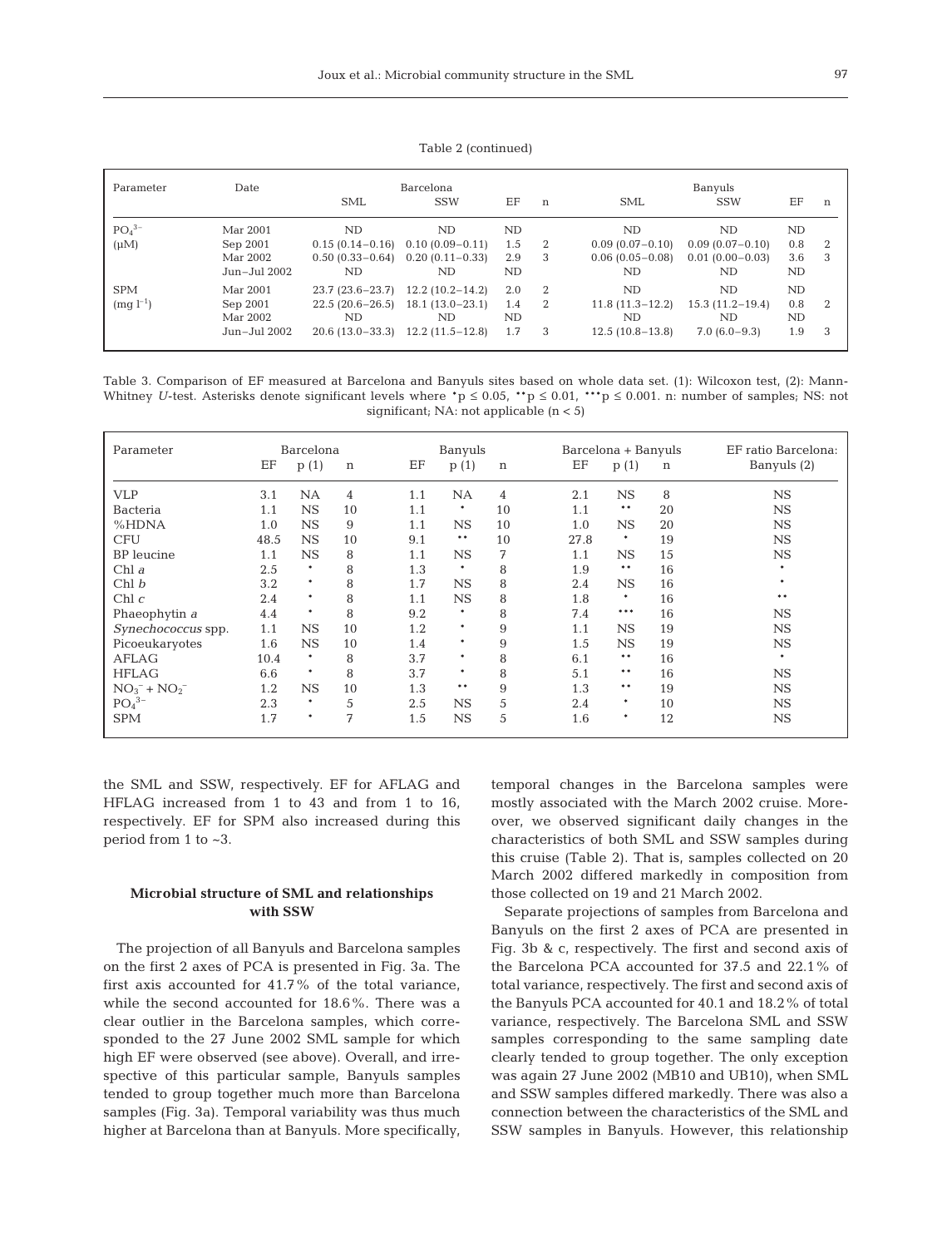Table 2 (continued)

| Parameter | Date | Barcelona | | | | Banyuls | | | |
|---|---|---|---|---|---|---|---|---|---|
| | | SML | SSW | EF | n | SML | SSW | EF | n |
| $PO_4^{3-}$ | Mar 2001 | ND | ND | ND | | ND | ND | ND | |
| (µM) | Sep 2001 | 0.15 (0.14–0.16) | 0.10 (0.09–0.11) | 1.5 | 2 | 0.09 (0.07–0.10) | 0.09 (0.07–0.10) | 0.8 | 2 |
| | Mar 2002 | 0.50 (0.33–0.64) | 0.20 (0.11–0.33) | 2.9 | 3 | 0.06 (0.05–0.08) | 0.01 (0.00–0.03) | 3.6 | 3 |
| | Jun–Jul 2002 | ND | ND | ND | | ND | ND | ND | |
| SPM | Mar 2001 | 23.7 (23.6–23.7) | 12.2 (10.2–14.2) | 2.0 | 2 | ND | ND | ND | |
| (mg $l^{-1}$) | Sep 2001 | 22.5 (20.6–26.5) | 18.1 (13.0–23.1) | 1.4 | 2 | 11.8 (11.3–12.2) | 15.3 (11.2–19.4) | 0.8 | 2 |
| | Mar 2002 | ND | ND | ND | | ND | ND | ND | |
| | Jun–Jul 2002 | 20.6 (13.0–33.3) | 12.2 (11.5–12.8) | 1.7 | 3 | 12.5 (10.8–13.8) | 7.0 (6.0–9.3) | 1.9 | 3 |

Table 3. Comparison of EF measured at Barcelona and Banyuls sites based on whole data set. (1): Wilcoxon test, (2): Mann-Whitney *U*-test. Asterisks denote significant levels where \*$p \leq 0.05$, \*\*$p \leq 0.01$, \*\*\*$p \leq 0.001$. n: number of samples; NS: not significant; NA: not applicable ($n < 5$)

| Parameter | Barcelona | | | Banyuls | | | Barcelona + Banyuls | | | EF ratio Barcelona: |
|---|---|---|---|---|---|---|---|---|---|---|
| | EF | p (1) | n | EF | p (1) | n | EF | p (1) | n | Banyuls (2) |
| VLP | 3.1 | NA | 4 | 1.1 | NA | 4 | 2.1 | NS | 8 | NS |
| Bacteria | 1.1 | NS | 10 | 1.1 | * | 10 | 1.1 | ** | 20 | NS |
| %HDNA | 1.0 | NS | 9 | 1.1 | NS | 10 | 1.0 | NS | 20 | NS |
| CFU | 48.5 | NS | 10 | 9.1 | ** | 10 | 27.8 | * | 19 | NS |
| BP leucine | 1.1 | NS | 8 | 1.1 | NS | 7 | 1.1 | NS | 15 | NS |
| Chl *a* | 2.5 | * | 8 | 1.3 | * | 8 | 1.9 | ** | 16 | * |
| Chl *b* | 3.2 | * | 8 | 1.7 | NS | 8 | 2.4 | NS | 16 | * |
| Chl *c* | 2.4 | * | 8 | 1.1 | NS | 8 | 1.8 | * | 16 | ** |
| Phaeophytin *a* | 4.4 | * | 8 | 9.2 | * | 8 | 7.4 | *** | 16 | NS |
| *Synechococcus* spp. | 1.1 | NS | 10 | 1.2 | * | 9 | 1.1 | NS | 19 | NS |
| Picoeukaryotes | 1.6 | NS | 10 | 1.4 | * | 9 | 1.5 | NS | 19 | NS |
| AFLAG | 10.4 | * | 8 | 3.7 | * | 8 | 6.1 | ** | 16 | * |
| HFLAG | 6.6 | * | 8 | 3.7 | * | 8 | 5.1 | ** | 16 | NS |
| $NO_3^- + NO_2^-$ | 1.2 | NS | 10 | 1.3 | ** | 9 | 1.3 | ** | 19 | NS |
| $PO_4^{3-}$ | 2.3 | * | 5 | 2.5 | NS | 5 | 2.4 | * | 10 | NS |
| SPM | 1.7 | * | 7 | 1.5 | NS | 5 | 1.6 | * | 12 | NS |

the SML and SSW, respectively. EF for AFLAG and HFLAG increased from 1 to 43 and from 1 to 16, respectively. EF for SPM also increased during this period from 1 to ~3.

### Microbial structure of SML and relationships with SSW

The projection of all Banyuls and Barcelona samples on the first 2 axes of PCA is presented in Fig. 3a. The first axis accounted for 41.7% of the total variance, while the second accounted for 18.6%. There was a clear outlier in the Barcelona samples, which corresponded to the 27 June 2002 SML sample for which high EF were observed (see above). Overall, and irrespective of this particular sample, Banyuls samples tended to group together much more than Barcelona samples (Fig. 3a). Temporal variability was thus much higher at Barcelona than at Banyuls. More specifically, temporal changes in the Barcelona samples were mostly associated with the March 2002 cruise. Moreover, we observed significant daily changes in the characteristics of both SML and SSW samples during this cruise (Table 2). That is, samples collected on 20 March 2002 differed markedly in composition from those collected on 19 and 21 March 2002.

Separate projections of samples from Barcelona and Banyuls on the first 2 axes of PCA are presented in Fig. 3b & c, respectively. The first and second axis of the Barcelona PCA accounted for 37.5 and 22.1% of total variance, respectively. The first and second axis of the Banyuls PCA accounted for 40.1 and 18.2% of total variance, respectively. The Barcelona SML and SSW samples corresponding to the same sampling date clearly tended to group together. The only exception was again 27 June 2002 (MB10 and UB10), when SML and SSW samples differed markedly. There was also a connection between the characteristics of the SML and SSW samples in Banyuls. However, this relationship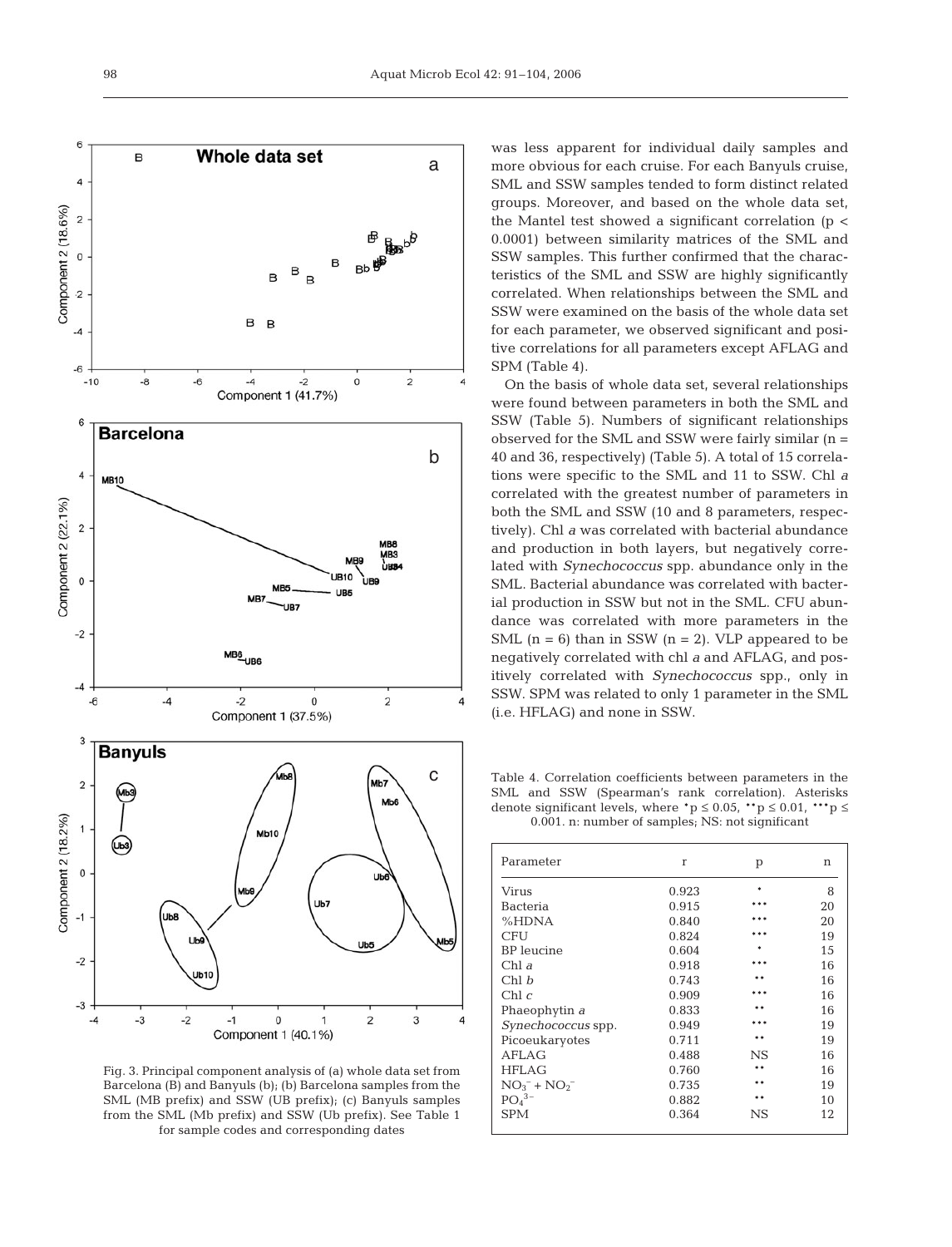Fig. 3. Principal component analysis of (a) whole data set from Barcelona (B) and Banyuls (b); (b) Barcelona samples from the SML (MB prefix) and SSW (UB prefix); (c) Banyuls samples from the SML (Mb prefix) and SSW (Ub prefix). See Table 1 for sample codes and corresponding dates

was less apparent for individual daily samples and more obvious for each cruise. For each Banyuls cruise, SML and SSW samples tended to form distinct related groups. Moreover, and based on the whole data set, the Mantel test showed a significant correlation ($p < 0.0001$) between similarity matrices of the SML and SSW samples. This further confirmed that the characteristics of the SML and SSW are highly significantly correlated. When relationships between the SML and SSW were examined on the basis of the whole data set for each parameter, we observed significant and positive correlations for all parameters except AFLAG and SPM (Table 4).

On the basis of whole data set, several relationships were found between parameters in both the SML and SSW (Table 5). Numbers of significant relationships observed for the SML and SSW were fairly similar (n = 40 and 36, respectively) (Table 5). A total of 15 correlations were specific to the SML and 11 to SSW. Chl *a* correlated with the greatest number of parameters in both the SML and SSW (10 and 8 parameters, respectively). Chl *a* was correlated with bacterial abundance and production in both layers, but negatively correlated with *Synechococcus* spp. abundance only in the SML. Bacterial abundance was correlated with bacterial production in SSW but not in the SML. CFU abundance was correlated with more parameters in the SML (n = 6) than in SSW (n = 2). VLP appeared to be negatively correlated with chl *a* and AFLAG, and positively correlated with *Synechococcus* spp., only in SSW. SPM was related to only 1 parameter in the SML (i.e. HFLAG) and none in SSW.

Table 4. Correlation coefficients between parameters in the SML and SSW (Spearman's rank correlation). Asterisks denote significant levels, where *$p \leq 0.05$, **$p \leq 0.01$, ***$p \leq 0.001$. n: number of samples; NS: not significant

| Parameter | r | p | n |
|---|---|---|---|
| Virus | 0.923 | * | 8 |
| Bacteria | 0.915 | *** | 20 |
| %HDNA | 0.840 | *** | 20 |
| CFU | 0.824 | *** | 19 |
| BP leucine | 0.604 | * | 15 |
| Chl *a* | 0.918 | *** | 16 |
| Chl *b* | 0.743 | ** | 16 |
| Chl *c* | 0.909 | *** | 16 |
| Phaeophytin *a* | 0.833 | ** | 16 |
| *Synechococcus* spp. | 0.949 | *** | 19 |
| Picoeukaryotes | 0.711 | ** | 19 |
| AFLAG | 0.488 | NS | 16 |
| HFLAG | 0.760 | ** | 16 |
| $NO_3^- + NO_2^-$ | 0.735 | ** | 19 |
| $PO_4^{3-}$ | 0.882 | ** | 10 |
| SPM | 0.364 | NS | 12 |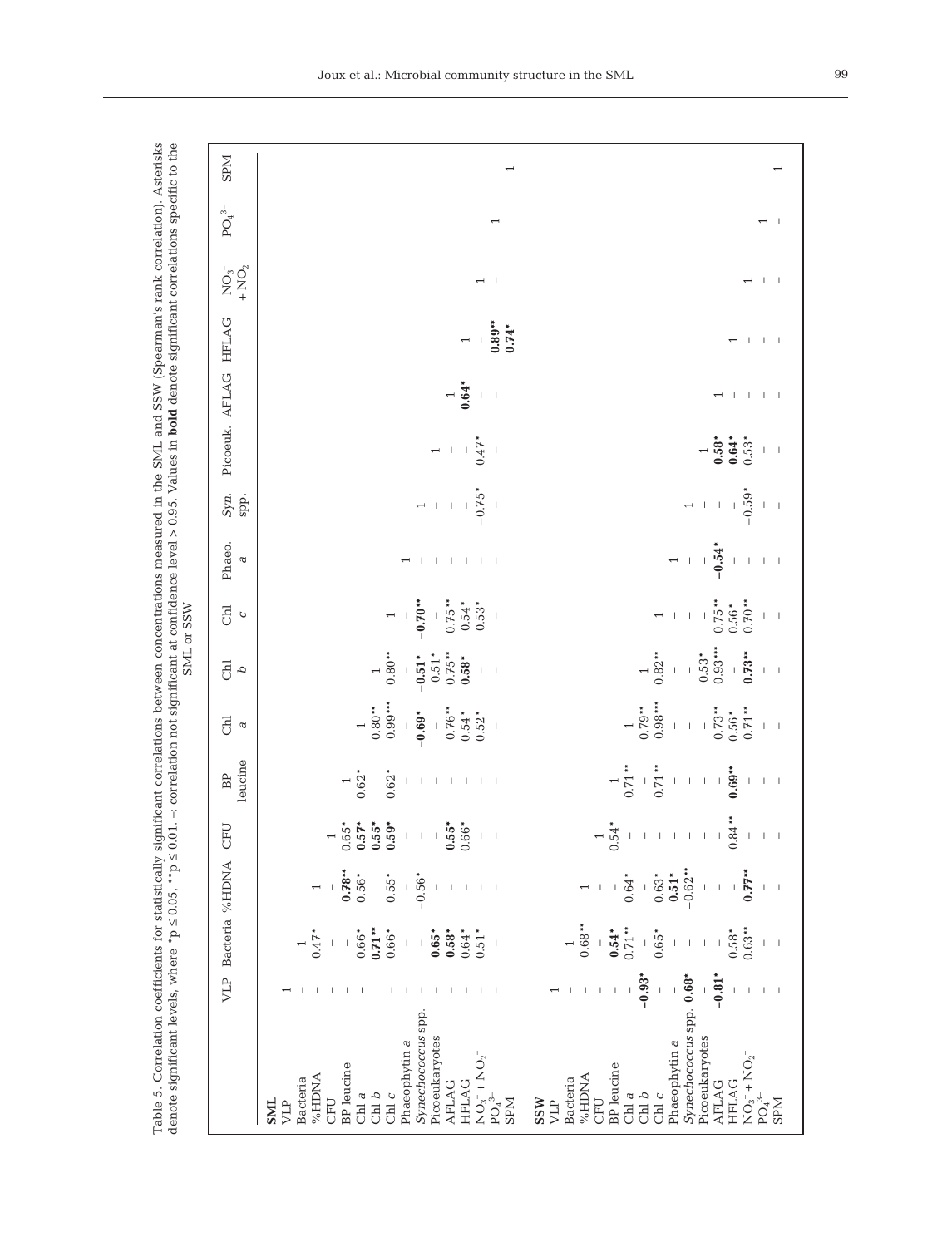Table 5. Correlation coefficients for statistically significant correlations between concentrations measured in the SML and SSW (Spearman's rank correlation). Asterisks denote significant levels, where *p ≤ 0.05, **p ≤ 0.01. –: correlation not significant at confidence level > 0.95. Values in **bold** denote significant correlations specific to the SML or SSW

| | VLP | Bacteria | %HDNA | CFU | BP leucine | Chl *a* | Chl *b* | Chl *c* | Phaeo. *a* | *Syn.* spp. | Picoeuk. | AFLAG | HFLAG | $NO_3^- + NO_2^-$ | $PO_4^{3-}$ | SPM |
|---|---|---|---|---|---|---|---|---|---|---|---|---|---|---|---|---|
| **SML** | | | | | | | | | | | | | | | | |
| VLP | 1 | | | | | | | | | | | | | | | |
| Bacteria | – | 1 | | | | | | | | | | | | | | |
| %HDNA | – | 0.47* | 1 | | | | | | | | | | | | | |
| CFU | – | – | – | 1 | | | | | | | | | | | | |
| BP leucine | – | – | **0.78**** | 0.65* | 1 | | | | | | | | | | | |
| Chl *a* | – | 0.66* | 0.56* | **0.57*** | 0.62* | 1 | | | | | | | | | | |
| Chl *b* | – | **0.71**** | – | **0.55*** | – | 0.80** | 1 | | | | | | | | | |
| Chl *c* | – | 0.66* | 0.55* | **0.59*** | 0.62* | 0.99*** | 0.80** | 1 | | | | | | | | |
| Phaeophytin *a* | – | – | – | – | – | – | – | – | 1 | | | | | | | |
| *Synechococcus* spp. | – | – | −0.56* | – | – | **−0.69*** | **−0.51*** | **−0.70**** | – | 1 | | | | | | |
| Picoeukaryotes | – | **0.65*** | – | – | – | – | 0.51* | – | – | – | 1 | | | | | |
| AFLAG | – | **0.58*** | – | **0.55*** | – | 0.76** | 0.75** | 0.75** | – | – | – | 1 | | | | |
| HFLAG | – | 0.64* | – | 0.66* | – | 0.54* | **0.58*** | 0.54* | – | – | – | **0.64*** | 1 | | | |
| $NO_3^- + NO_2^-$ | – | 0.51* | – | – | – | 0.52* | – | 0.53* | – | −0.75* | 0.47* | – | – | 1 | | |
| $PO_4^{3-}$ | – | – | – | – | – | – | – | – | – | – | – | – | **0.89**** | – | 1 | |
| SPM | – | – | – | – | – | – | – | – | – | – | – | – | **0.74*** | – | – | 1 |
| **SSW** | | | | | | | | | | | | | | | | |
| VLP | 1 | | | | | | | | | | | | | | | |
| Bacteria | – | 1 | | | | | | | | | | | | | | |
| %HDNA | – | 0.68** | 1 | | | | | | | | | | | | | |
| CFU | – | – | – | 1 | | | | | | | | | | | | |
| BP leucine | – | **0.54*** | – | 0.54* | 1 | | | | | | | | | | | |
| Chl *a* | – | 0.71** | 0.64* | – | 0.71** | 1 | | | | | | | | | | |
| Chl *b* | **−0.93*** | – | – | – | – | 0.79* | 1 | | | | | | | | | |
| Chl *c* | – | 0.65* | 0.63* | – | 0.71** | 0.98*** | 0.82** | 1 | | | | | | | | |
| Phaeophytin *a* | – | – | **0.51*** | – | – | – | – | – | 1 | | | | | | | |
| *Synechococcus* spp. | **0.68*** | – | −0.62** | – | – | – | – | – | – | 1 | | | | | | |
| Picoeukaryotes | – | – | – | – | – | – | 0.53* | – | – | – | 1 | | | | | |
| AFLAG | **−0.81*** | – | – | – | – | 0.73** | 0.93*** | 0.75** | **−0.54*** | – | **0.58*** | 1 | | | | |
| HFLAG | – | 0.58* | – | 0.84** | **0.69**** | 0.56* | – | 0.56* | – | – | **0.64*** | – | 1 | | | |
| $NO_3^- + NO_2^-$ | – | 0.63** | **0.77**** | – | – | 0.71** | **0.73**** | 0.70** | – | −0.59* | 0.53* | – | – | 1 | | |
| $PO_4^{3-}$ | – | – | – | – | – | – | – | – | – | – | – | – | – | – | 1 | |
| SPM | – | – | – | – | – | – | – | – | – | – | – | – | – | – | – | 1 |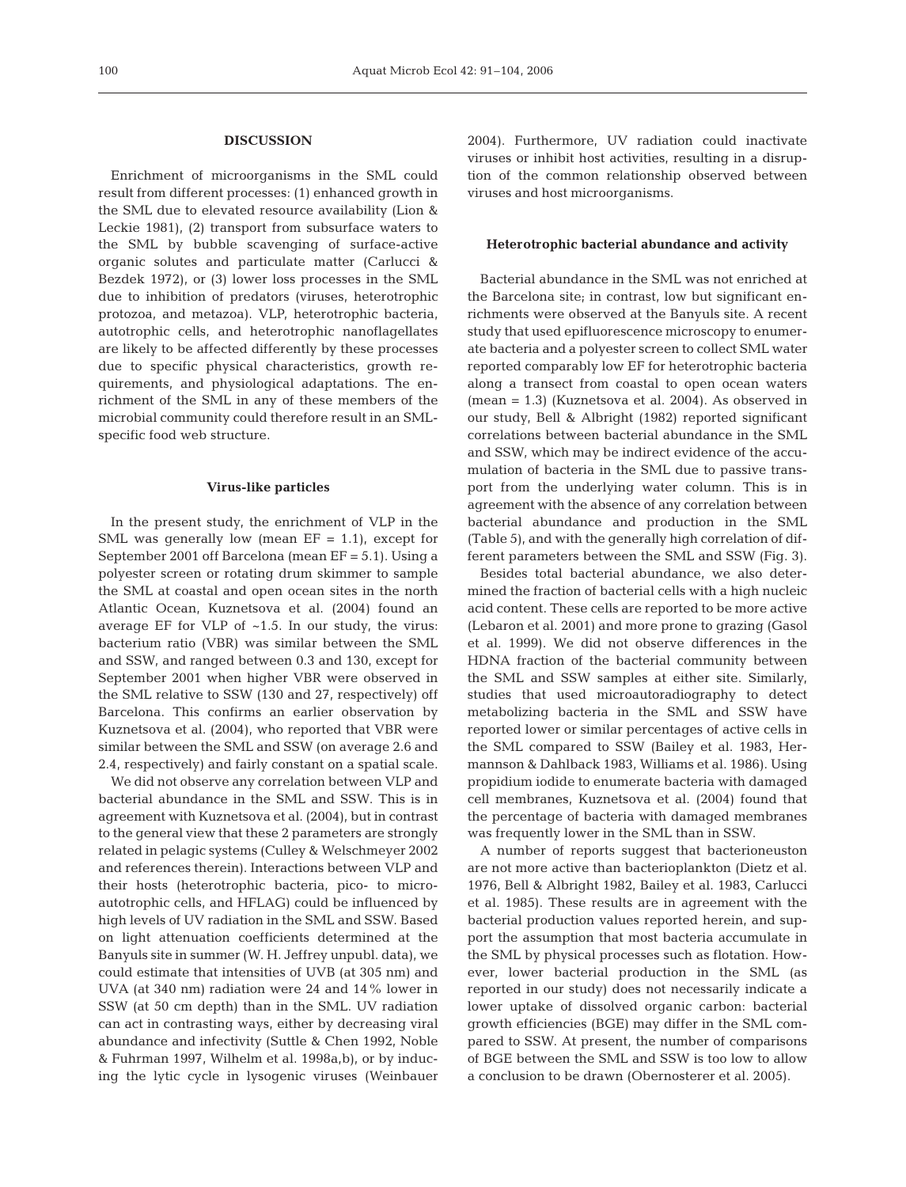## DISCUSSION

Enrichment of microorganisms in the SML could result from different processes: (1) enhanced growth in the SML due to elevated resource availability (Lion & Leckie 1981), (2) transport from subsurface waters to the SML by bubble scavenging of surface-active organic solutes and particulate matter (Carlucci & Bezdek 1972), or (3) lower loss processes in the SML due to inhibition of predators (viruses, heterotrophic protozoa, and metazoa). VLP, heterotrophic bacteria, autotrophic cells, and heterotrophic nanoflagellates are likely to be affected differently by these processes due to specific physical characteristics, growth requirements, and physiological adaptations. The enrichment of the SML in any of these members of the microbial community could therefore result in an SML-specific food web structure.

### Virus-like particles

In the present study, the enrichment of VLP in the SML was generally low (mean EF = 1.1), except for September 2001 off Barcelona (mean EF = 5.1). Using a polyester screen or rotating drum skimmer to sample the SML at coastal and open ocean sites in the north Atlantic Ocean, Kuznetsova et al. (2004) found an average EF for VLP of ~1.5. In our study, the virus: bacterium ratio (VBR) was similar between the SML and SSW, and ranged between 0.3 and 130, except for September 2001 when higher VBR were observed in the SML relative to SSW (130 and 27, respectively) off Barcelona. This confirms an earlier observation by Kuznetsova et al. (2004), who reported that VBR were similar between the SML and SSW (on average 2.6 and 2.4, respectively) and fairly constant on a spatial scale.

We did not observe any correlation between VLP and bacterial abundance in the SML and SSW. This is in agreement with Kuznetsova et al. (2004), but in contrast to the general view that these 2 parameters are strongly related in pelagic systems (Culley & Welschmeyer 2002 and references therein). Interactions between VLP and their hosts (heterotrophic bacteria, pico- to micro-autotrophic cells, and HFLAG) could be influenced by high levels of UV radiation in the SML and SSW. Based on light attenuation coefficients determined at the Banyuls site in summer (W. H. Jeffrey unpubl. data), we could estimate that intensities of UVB (at 305 nm) and UVA (at 340 nm) radiation were 24 and 14% lower in SSW (at 50 cm depth) than in the SML. UV radiation can act in contrasting ways, either by decreasing viral abundance and infectivity (Suttle & Chen 1992, Noble & Fuhrman 1997, Wilhelm et al. 1998a,b), or by inducing the lytic cycle in lysogenic viruses (Weinbauer 2004). Furthermore, UV radiation could inactivate viruses or inhibit host activities, resulting in a disruption of the common relationship observed between viruses and host microorganisms.

### Heterotrophic bacterial abundance and activity

Bacterial abundance in the SML was not enriched at the Barcelona site; in contrast, low but significant enrichments were observed at the Banyuls site. A recent study that used epifluorescence microscopy to enumerate bacteria and a polyester screen to collect SML water reported comparably low EF for heterotrophic bacteria along a transect from coastal to open ocean waters (mean = 1.3) (Kuznetsova et al. 2004). As observed in our study, Bell & Albright (1982) reported significant correlations between bacterial abundance in the SML and SSW, which may be indirect evidence of the accumulation of bacteria in the SML due to passive transport from the underlying water column. This is in agreement with the absence of any correlation between bacterial abundance and production in the SML (Table 5), and with the generally high correlation of different parameters between the SML and SSW (Fig. 3).

Besides total bacterial abundance, we also determined the fraction of bacterial cells with a high nucleic acid content. These cells are reported to be more active (Lebaron et al. 2001) and more prone to grazing (Gasol et al. 1999). We did not observe differences in the HDNA fraction of the bacterial community between the SML and SSW samples at either site. Similarly, studies that used microautoradiography to detect metabolizing bacteria in the SML and SSW have reported lower or similar percentages of active cells in the SML compared to SSW (Bailey et al. 1983, Hermannson & Dahlback 1983, Williams et al. 1986). Using propidium iodide to enumerate bacteria with damaged cell membranes, Kuznetsova et al. (2004) found that the percentage of bacteria with damaged membranes was frequently lower in the SML than in SSW.

A number of reports suggest that bacterioneuston are not more active than bacterioplankton (Dietz et al. 1976, Bell & Albright 1982, Bailey et al. 1983, Carlucci et al. 1985). These results are in agreement with the bacterial production values reported herein, and support the assumption that most bacteria accumulate in the SML by physical processes such as flotation. However, lower bacterial production in the SML (as reported in our study) does not necessarily indicate a lower uptake of dissolved organic carbon: bacterial growth efficiencies (BGE) may differ in the SML compared to SSW. At present, the number of comparisons of BGE between the SML and SSW is too low to allow a conclusion to be drawn (Obernosterer et al. 2005).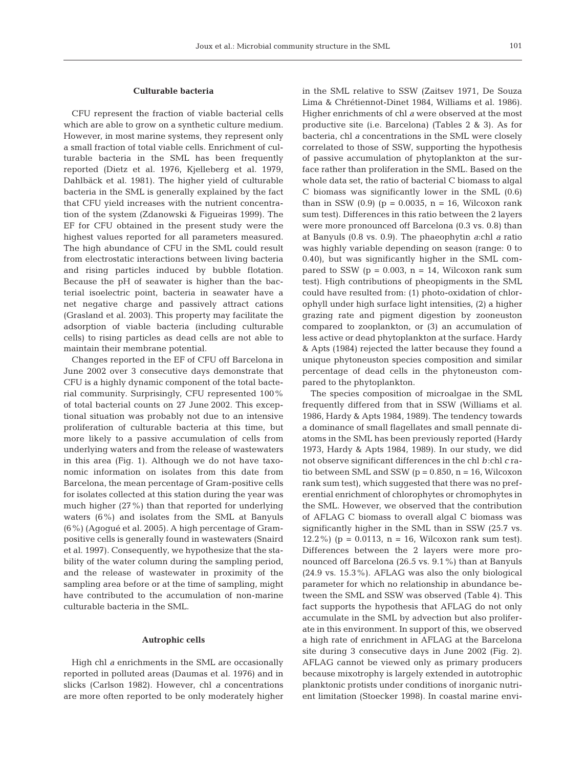### Culturable bacteria

CFU represent the fraction of viable bacterial cells which are able to grow on a synthetic culture medium. However, in most marine systems, they represent only a small fraction of total viable cells. Enrichment of culturable bacteria in the SML has been frequently reported (Dietz et al. 1976, Kjelleberg et al. 1979, Dahlbäck et al. 1981). The higher yield of culturable bacteria in the SML is generally explained by the fact that CFU yield increases with the nutrient concentration of the system (Zdanowski & Figueiras 1999). The EF for CFU obtained in the present study were the highest values reported for all parameters measured. The high abundance of CFU in the SML could result from electrostatic interactions between living bacteria and rising particles induced by bubble flotation. Because the pH of seawater is higher than the bacterial isoelectric point, bacteria in seawater have a net negative charge and passively attract cations (Grasland et al. 2003). This property may facilitate the adsorption of viable bacteria (including culturable cells) to rising particles as dead cells are not able to maintain their membrane potential.

Changes reported in the EF of CFU off Barcelona in June 2002 over 3 consecutive days demonstrate that CFU is a highly dynamic component of the total bacterial community. Surprisingly, CFU represented 100% of total bacterial counts on 27 June 2002. This exceptional situation was probably not due to an intensive proliferation of culturable bacteria at this time, but more likely to a passive accumulation of cells from underlying waters and from the release of wastewaters in this area (Fig. 1). Although we do not have taxonomic information on isolates from this date from Barcelona, the mean percentage of Gram-positive cells for isolates collected at this station during the year was much higher (27%) than that reported for underlying waters (6%) and isolates from the SML at Banyuls (6%) (Agogué et al. 2005). A high percentage of Gram-positive cells is generally found in wastewaters (Snaird et al. 1997). Consequently, we hypothesize that the stability of the water column during the sampling period, and the release of wastewater in proximity of the sampling area before or at the time of sampling, might have contributed to the accumulation of non-marine culturable bacteria in the SML.

### Autrophic cells

High chl *a* enrichments in the SML are occasionally reported in polluted areas (Daumas et al. 1976) and in slicks (Carlson 1982). However, chl *a* concentrations are more often reported to be only moderately higher in the SML relative to SSW (Zaitsev 1971, De Souza Lima & Chrétiennot-Dinet 1984, Williams et al. 1986). Higher enrichments of chl *a* were observed at the most productive site (i.e. Barcelona) (Tables 2 & 3). As for bacteria, chl *a* concentrations in the SML were closely correlated to those of SSW, supporting the hypothesis of passive accumulation of phytoplankton at the surface rather than proliferation in the SML. Based on the whole data set, the ratio of bacterial C biomass to algal C biomass was significantly lower in the SML (0.6) than in SSW (0.9) ($p = 0.0035$, $n = 16$, Wilcoxon rank sum test). Differences in this ratio between the 2 layers were more pronounced off Barcelona (0.3 vs. 0.8) than at Banyuls (0.8 vs. 0.9). The phaeophytin *a*:chl *a* ratio was highly variable depending on season (range: 0 to 0.40), but was significantly higher in the SML compared to SSW ($p = 0.003$, $n = 14$, Wilcoxon rank sum test). High contributions of pheopigments in the SML could have resulted from: (1) photo-oxidation of chlorophyll under high surface light intensities, (2) a higher grazing rate and pigment digestion by zooneuston compared to zooplankton, or (3) an accumulation of less active or dead phytoplankton at the surface. Hardy & Apts (1984) rejected the latter because they found a unique phytoneuston species composition and similar percentage of dead cells in the phytoneuston compared to the phytoplankton.

The species composition of microalgae in the SML frequently differed from that in SSW (Williams et al. 1986, Hardy & Apts 1984, 1989). The tendency towards a dominance of small flagellates and small pennate diatoms in the SML has been previously reported (Hardy 1973, Hardy & Apts 1984, 1989). In our study, we did not observe significant differences in the chl *b*:chl *c* ratio between SML and SSW ($p = 0.850$, $n = 16$, Wilcoxon rank sum test), which suggested that there was no preferential enrichment of chlorophytes or chromophytes in the SML. However, we observed that the contribution of AFLAG C biomass to overall algal C biomass was significantly higher in the SML than in SSW (25.7 vs. 12.2%) ($p = 0.0113$, $n = 16$, Wilcoxon rank sum test). Differences between the 2 layers were more pronounced off Barcelona (26.5 vs. 9.1%) than at Banyuls (24.9 vs. 15.3%). AFLAG was also the only biological parameter for which no relationship in abundance between the SML and SSW was observed (Table 4). This fact supports the hypothesis that AFLAG do not only accumulate in the SML by advection but also proliferate in this environment. In support of this, we observed a high rate of enrichment in AFLAG at the Barcelona site during 3 consecutive days in June 2002 (Fig. 2). AFLAG cannot be viewed only as primary producers because mixotrophy is largely extended in autotrophic planktonic protists under conditions of inorganic nutrient limitation (Stoecker 1998). In coastal marine envi-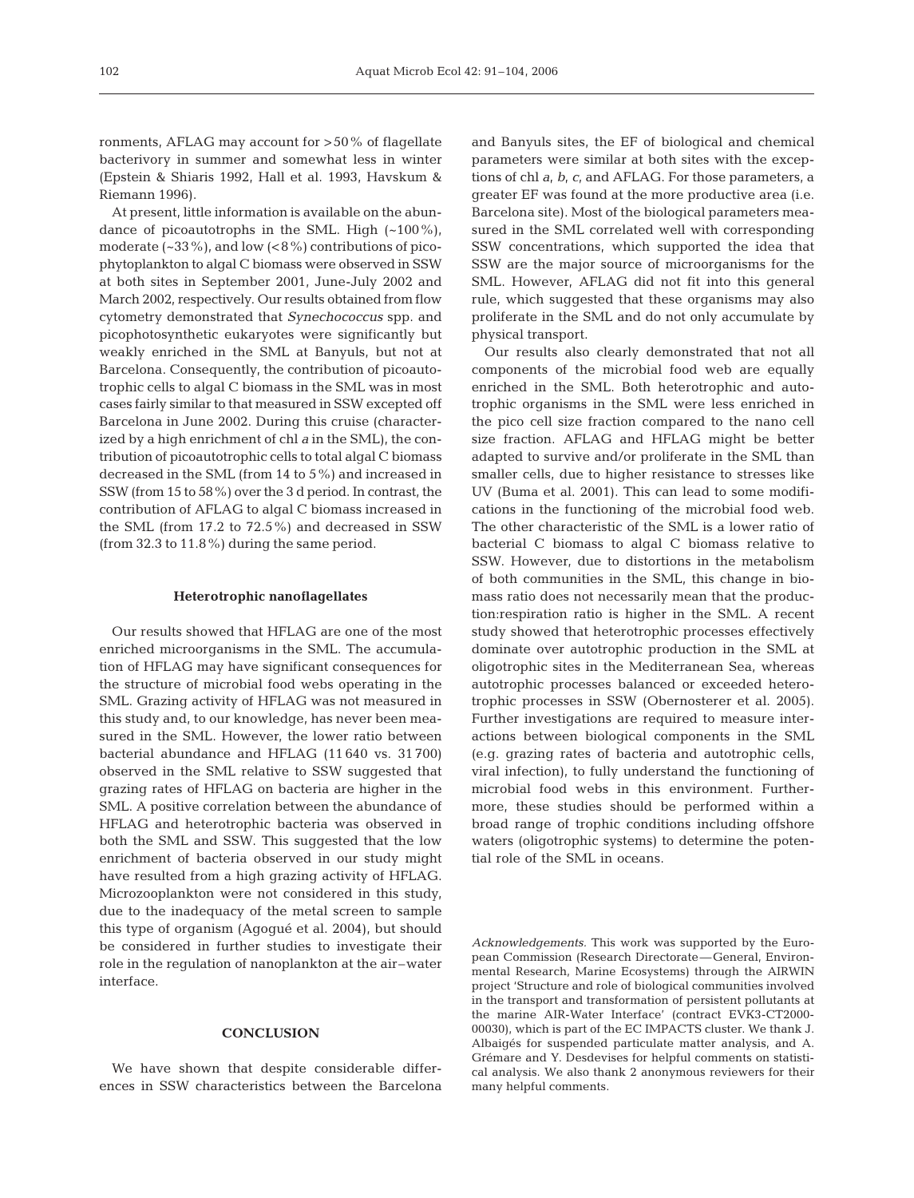ronments, AFLAG may account for >50% of flagellate bacterivory in summer and somewhat less in winter (Epstein & Shiaris 1992, Hall et al. 1993, Havskum & Riemann 1996).

At present, little information is available on the abundance of picoautotrophs in the SML. High (~100%), moderate (~33%), and low (<8%) contributions of picophytoplankton to algal C biomass were observed in SSW at both sites in September 2001, June-July 2002 and March 2002, respectively. Our results obtained from flow cytometry demonstrated that *Synechococcus* spp. and picophotosynthetic eukaryotes were significantly but weakly enriched in the SML at Banyuls, but not at Barcelona. Consequently, the contribution of picoautotrophic cells to algal C biomass in the SML was in most cases fairly similar to that measured in SSW excepted off Barcelona in June 2002. During this cruise (characterized by a high enrichment of chl *a* in the SML), the contribution of picoautotrophic cells to total algal C biomass decreased in the SML (from 14 to 5%) and increased in SSW (from 15 to 58%) over the 3 d period. In contrast, the contribution of AFLAG to algal C biomass increased in the SML (from 17.2 to 72.5%) and decreased in SSW (from 32.3 to 11.8%) during the same period.

### Heterotrophic nanoflagellates

Our results showed that HFLAG are one of the most enriched microorganisms in the SML. The accumulation of HFLAG may have significant consequences for the structure of microbial food webs operating in the SML. Grazing activity of HFLAG was not measured in this study and, to our knowledge, has never been measured in the SML. However, the lower ratio between bacterial abundance and HFLAG (11640 vs. 31700) observed in the SML relative to SSW suggested that grazing rates of HFLAG on bacteria are higher in the SML. A positive correlation between the abundance of HFLAG and heterotrophic bacteria was observed in both the SML and SSW. This suggested that the low enrichment of bacteria observed in our study might have resulted from a high grazing activity of HFLAG. Microzooplankton were not considered in this study, due to the inadequacy of the metal screen to sample this type of organism (Agogué et al. 2004), but should be considered in further studies to investigate their role in the regulation of nanoplankton at the air–water interface.

## CONCLUSION

We have shown that despite considerable differences in SSW characteristics between the Barcelona and Banyuls sites, the EF of biological and chemical parameters were similar at both sites with the exceptions of chl *a*, *b*, *c*, and AFLAG. For those parameters, a greater EF was found at the more productive area (i.e. Barcelona site). Most of the biological parameters measured in the SML correlated well with corresponding SSW concentrations, which supported the idea that SSW are the major source of microorganisms for the SML. However, AFLAG did not fit into this general rule, which suggested that these organisms may also proliferate in the SML and do not only accumulate by physical transport.

Our results also clearly demonstrated that not all components of the microbial food web are equally enriched in the SML. Both heterotrophic and autotrophic organisms in the SML were less enriched in the pico cell size fraction compared to the nano cell size fraction. AFLAG and HFLAG might be better adapted to survive and/or proliferate in the SML than smaller cells, due to higher resistance to stresses like UV (Buma et al. 2001). This can lead to some modifications in the functioning of the microbial food web. The other characteristic of the SML is a lower ratio of bacterial C biomass to algal C biomass relative to SSW. However, due to distortions in the metabolism of both communities in the SML, this change in biomass ratio does not necessarily mean that the production:respiration ratio is higher in the SML. A recent study showed that heterotrophic processes effectively dominate over autotrophic production in the SML at oligotrophic sites in the Mediterranean Sea, whereas autotrophic processes balanced or exceeded heterotrophic processes in SSW (Obernosterer et al. 2005). Further investigations are required to measure interactions between biological components in the SML (e.g. grazing rates of bacteria and autotrophic cells, viral infection), to fully understand the functioning of microbial food webs in this environment. Furthermore, these studies should be performed within a broad range of trophic conditions including offshore waters (oligotrophic systems) to determine the potential role of the SML in oceans.

*Acknowledgements.* This work was supported by the European Commission (Research Directorate—General, Environmental Research, Marine Ecosystems) through the AIRWIN project 'Structure and role of biological communities involved in the transport and transformation of persistent pollutants at the marine AIR-Water Interface' (contract EVK3-CT2000-00030), which is part of the EC IMPACTS cluster. We thank J. Albaigés for suspended particulate matter analysis, and A. Grémare and Y. Desdevises for helpful comments on statistical analysis. We also thank 2 anonymous reviewers for their many helpful comments.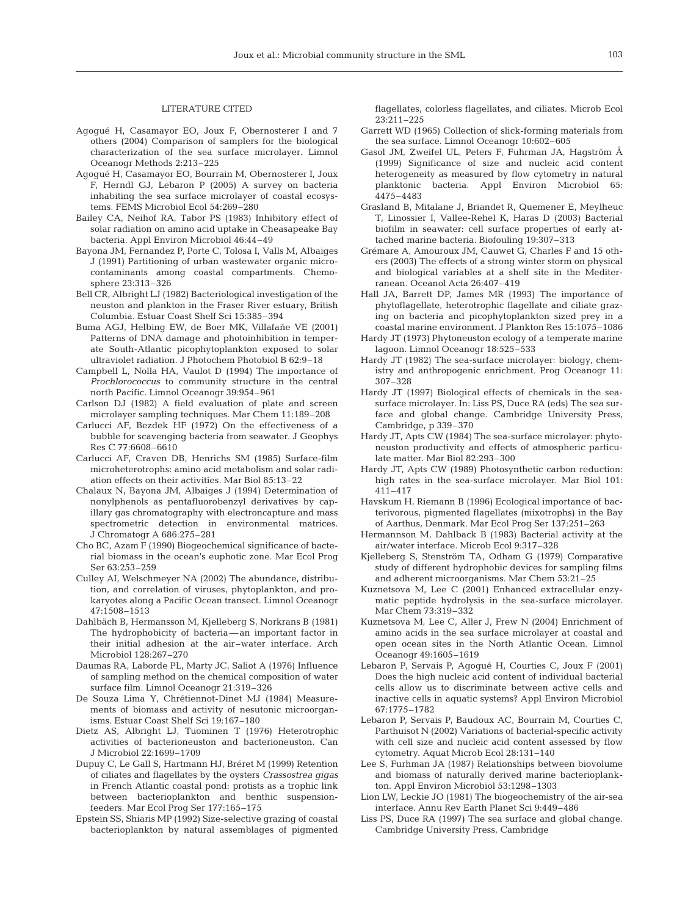## LITERATURE CITED

Agogué H, Casamayor EO, Joux F, Obernosterer I and 7 others (2004) Comparison of samplers for the biological characterization of the sea surface microlayer. Limnol Oceanogr Methods 2:213–225

Agogué H, Casamayor EO, Bourrain M, Obernosterer I, Joux F, Herndl GJ, Lebaron P (2005) A survey on bacteria inhabiting the sea surface microlayer of coastal ecosystems. FEMS Microbiol Ecol 54:269–280

Bailey CA, Neihof RA, Tabor PS (1983) Inhibitory effect of solar radiation on amino acid uptake in Cheasapeake Bay bacteria. Appl Environ Microbiol 46:44–49

Bayona JM, Fernandez P, Porte C, Tolosa I, Valls M, Albaiges J (1991) Partitioning of urban wastewater organic microcontaminants among coastal compartments. Chemosphere 23:313–326

Bell CR, Albright LJ (1982) Bacteriological investigation of the neuston and plankton in the Fraser River estuary, British Columbia. Estuar Coast Shelf Sci 15:385–394

Buma AGJ, Helbing EW, de Boer MK, Villafañe VE (2001) Patterns of DNA damage and photoinhibition in temperate South-Atlantic picophytoplankton exposed to solar ultraviolet radiation. J Photochem Photobiol B 62:9–18

Campbell L, Nolla HA, Vaulot D (1994) The importance of *Prochlorococcus* to community structure in the central north Pacific. Limnol Oceanogr 39:954–961

Carlson DJ (1982) A field evaluation of plate and screen microlayer sampling techniques. Mar Chem 11:189–208

Carlucci AF, Bezdek HF (1972) On the effectiveness of a bubble for scavenging bacteria from seawater. J Geophys Res C 77:6608–6610

Carlucci AF, Craven DB, Henrichs SM (1985) Surface-film microheterotrophs: amino acid metabolism and solar radiation effects on their activities. Mar Biol 85:13–22

Chalaux N, Bayona JM, Albaiges J (1994) Determination of nonylphenols as pentafluorobenzyl derivatives by capillary gas chromatography with electroncapture and mass spectrometric detection in environmental matrices. J Chromatogr A 686:275–281

Cho BC, Azam F (1990) Biogeochemical significance of bacterial biomass in the ocean's euphotic zone. Mar Ecol Prog Ser 63:253–259

Culley AI, Welschmeyer NA (2002) The abundance, distribution, and correlation of viruses, phytoplankton, and prokaryotes along a Pacific Ocean transect. Limnol Oceanogr 47:1508–1513

Dahlbäch B, Hermansson M, Kjelleberg S, Norkrans B (1981) The hydrophobicity of bacteria — an important factor in their initial adhesion at the air–water interface. Arch Microbiol 128:267–270

Daumas RA, Laborde PL, Marty JC, Saliot A (1976) Influence of sampling method on the chemical composition of water surface film. Limnol Oceanogr 21:319–326

De Souza Lima Y, Chrétiennot-Dinet MJ (1984) Measurements of biomass and activity of nesutonic microorganisms. Estuar Coast Shelf Sci 19:167–180

Dietz AS, Albright LJ, Tuominen T (1976) Heterotrophic activities of bacterioneuston and bacterioneuston. Can J Microbiol 22:1699–1709

Dupuy C, Le Gall S, Hartmann HJ, Bréret M (1999) Retention of ciliates and flagellates by the oysters *Crassostrea gigas* in French Atlantic coastal pond: protists as a trophic link between bacterioplankton and benthic suspension-feeders. Mar Ecol Prog Ser 177:165–175

Epstein SS, Shiaris MP (1992) Size-selective grazing of coastal bacterioplankton by natural assemblages of pigmented flagellates, colorless flagellates, and ciliates. Microb Ecol 23:211–225

Garrett WD (1965) Collection of slick-forming materials from the sea surface. Limnol Oceanogr 10:602–605

Gasol JM, Zweifel UL, Peters F, Fuhrman JA, Hagström Å (1999) Significance of size and nucleic acid content heterogeneity as measured by flow cytometry in natural planktonic bacteria. Appl Environ Microbiol 65: 4475–4483

Grasland B, Mitalane J, Briandet R, Quemener E, Meylheuc T, Linossier I, Vallee-Rehel K, Haras D (2003) Bacterial biofilm in seawater: cell surface properties of early attached marine bacteria. Biofouling 19:307–313

Grémare A, Amouroux JM, Cauwet G, Charles F and 15 others (2003) The effects of a strong winter storm on physical and biological variables at a shelf site in the Mediterranean. Oceanol Acta 26:407–419

Hall JA, Barrett DP, James MR (1993) The importance of phytoflagellate, heterotrophic flagellate and ciliate grazing on bacteria and picophytoplankton sized prey in a coastal marine environment. J Plankton Res 15:1075–1086

Hardy JT (1973) Phytoneuston ecology of a temperate marine lagoon. Limnol Oceanogr 18:525–533

Hardy JT (1982) The sea-surface microlayer: biology, chemistry and anthropogenic enrichment. Prog Oceanogr 11: 307–328

Hardy JT (1997) Biological effects of chemicals in the sea-surface microlayer. In: Liss PS, Duce RA (eds) The sea surface and global change. Cambridge University Press, Cambridge, p 339–370

Hardy JT, Apts CW (1984) The sea-surface microlayer: phytoneuston productivity and effects of atmospheric particulate matter. Mar Biol 82:293–300

Hardy JT, Apts CW (1989) Photosynthetic carbon reduction: high rates in the sea-surface microlayer. Mar Biol 101: 411–417

Havskum H, Riemann B (1996) Ecological importance of bacterivorous, pigmented flagellates (mixotrophs) in the Bay of Aarthus, Denmark. Mar Ecol Prog Ser 137:251–263

Hermannson M, Dahlback B (1983) Bacterial activity at the air/water interface. Microb Ecol 9:317–328

Kjelleberg S, Stenström TA, Odham G (1979) Comparative study of different hydrophobic devices for sampling films and adherent microorganisms. Mar Chem 53:21–25

Kuznetsova M, Lee C (2001) Enhanced extracellular enzymatic peptide hydrolysis in the sea-surface microlayer. Mar Chem 73:319–332

Kuznetsova M, Lee C, Aller J, Frew N (2004) Enrichment of amino acids in the sea surface microlayer at coastal and open ocean sites in the North Atlantic Ocean. Limnol Oceanogr 49:1605–1619

Lebaron P, Servais P, Agogué H, Courties C, Joux F (2001) Does the high nucleic acid content of individual bacterial cells allow us to discriminate between active cells and inactive cells in aquatic systems? Appl Environ Microbiol 67:1775–1782

Lebaron P, Servais P, Baudoux AC, Bourrain M, Courties C, Parthuisot N (2002) Variations of bacterial-specific activity with cell size and nucleic acid content assessed by flow cytometry. Aquat Microb Ecol 28:131–140

Lee S, Furhman JA (1987) Relationships between biovolume and biomass of naturally derived marine bacterioplankton. Appl Environ Microbiol 53:1298–1303

Lion LW, Leckie JO (1981) The biogeochemistry of the air-sea interface. Annu Rev Earth Planet Sci 9:449–486

Liss PS, Duce RA (1997) The sea surface and global change. Cambridge University Press, Cambridge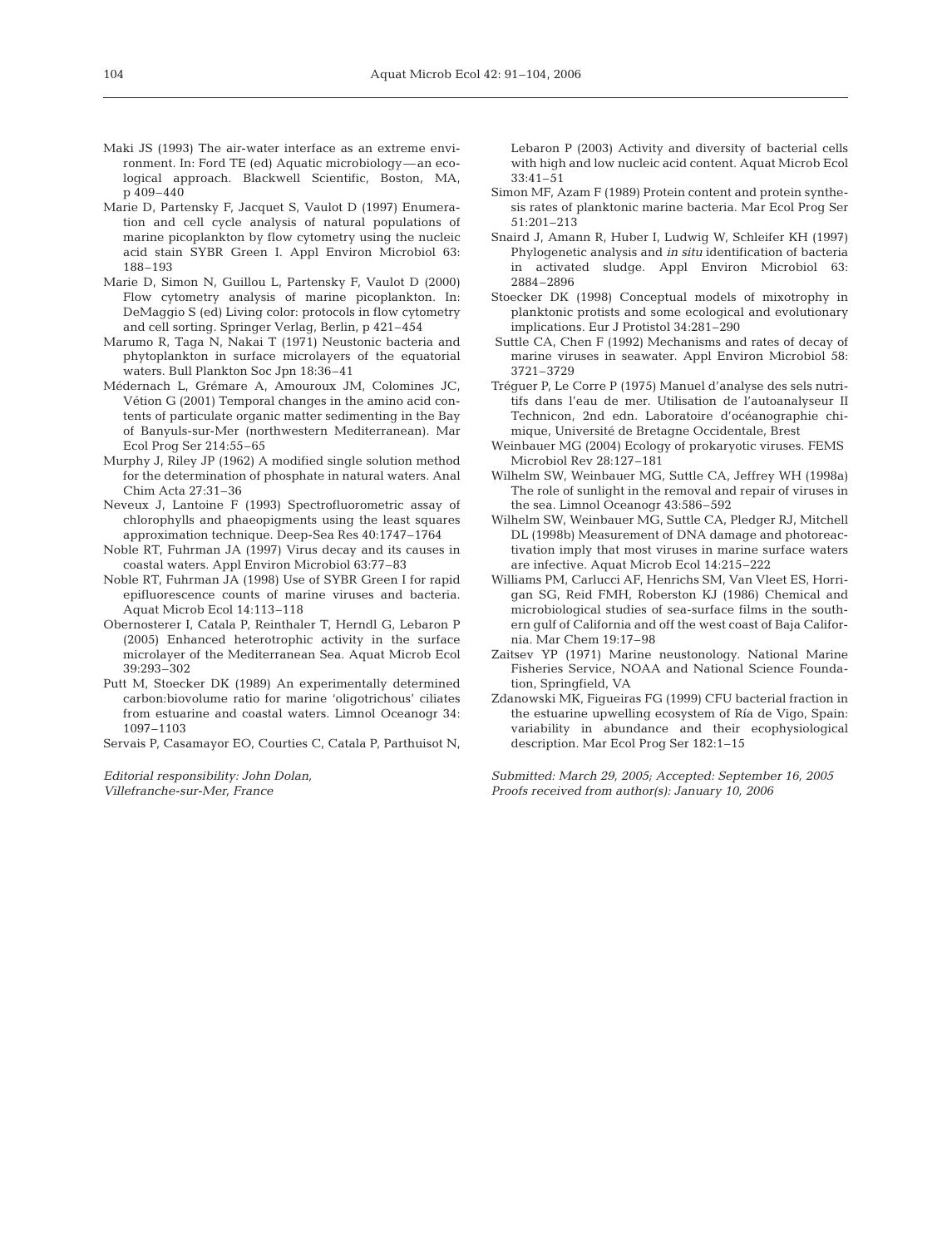Maki JS (1993) The air-water interface as an extreme environment. In: Ford TE (ed) Aquatic microbiology — an ecological approach. Blackwell Scientific, Boston, MA, p 409–440

Marie D, Partensky F, Jacquet S, Vaulot D (1997) Enumeration and cell cycle analysis of natural populations of marine picoplankton by flow cytometry using the nucleic acid stain SYBR Green I. Appl Environ Microbiol 63: 188–193

Marie D, Simon N, Guillou L, Partensky F, Vaulot D (2000) Flow cytometry analysis of marine picoplankton. In: DeMaggio S (ed) Living color: protocols in flow cytometry and cell sorting. Springer Verlag, Berlin, p 421–454

Marumo R, Taga N, Nakai T (1971) Neustonic bacteria and phytoplankton in surface microlayers of the equatorial waters. Bull Plankton Soc Jpn 18:36–41

Médernach L, Grémare A, Amouroux JM, Colomines JC, Vétion G (2001) Temporal changes in the amino acid contents of particulate organic matter sedimenting in the Bay of Banyuls-sur-Mer (northwestern Mediterranean). Mar Ecol Prog Ser 214:55–65

Murphy J, Riley JP (1962) A modified single solution method for the determination of phosphate in natural waters. Anal Chim Acta 27:31–36

Neveux J, Lantoine F (1993) Spectrofluorometric assay of chlorophylls and phaeopigments using the least squares approximation technique. Deep-Sea Res 40:1747–1764

Noble RT, Fuhrman JA (1997) Virus decay and its causes in coastal waters. Appl Environ Microbiol 63:77–83

Noble RT, Fuhrman JA (1998) Use of SYBR Green I for rapid epifluorescence counts of marine viruses and bacteria. Aquat Microb Ecol 14:113–118

Obernosterer I, Catala P, Reinthaler T, Herndl G, Lebaron P (2005) Enhanced heterotrophic activity in the surface microlayer of the Mediterranean Sea. Aquat Microb Ecol 39:293–302

Putt M, Stoecker DK (1989) An experimentally determined carbon:biovolume ratio for marine 'oligotrichous' ciliates from estuarine and coastal waters. Limnol Oceanogr 34: 1097–1103

Servais P, Casamayor EO, Courties C, Catala P, Parthuisot N, Lebaron P (2003) Activity and diversity of bacterial cells with high and low nucleic acid content. Aquat Microb Ecol 33:41–51

Simon MF, Azam F (1989) Protein content and protein synthesis rates of planktonic marine bacteria. Mar Ecol Prog Ser 51:201–213

Snaird J, Amann R, Huber I, Ludwig W, Schleifer KH (1997) Phylogenetic analysis and *in situ* identification of bacteria in activated sludge. Appl Environ Microbiol 63: 2884–2896

Stoecker DK (1998) Conceptual models of mixotrophy in planktonic protists and some ecological and evolutionary implications. Eur J Protistol 34:281–290

Suttle CA, Chen F (1992) Mechanisms and rates of decay of marine viruses in seawater. Appl Environ Microbiol 58: 3721–3729

Tréguer P, Le Corre P (1975) Manuel d'analyse des sels nutritifs dans l'eau de mer. Utilisation de l'autoanalyseur II Technicon, 2nd edn. Laboratoire d'océanographie chimique, Université de Bretagne Occidentale, Brest

Weinbauer MG (2004) Ecology of prokaryotic viruses. FEMS Microbiol Rev 28:127–181

Wilhelm SW, Weinbauer MG, Suttle CA, Jeffrey WH (1998a) The role of sunlight in the removal and repair of viruses in the sea. Limnol Oceanogr 43:586–592

Wilhelm SW, Weinbauer MG, Suttle CA, Pledger RJ, Mitchell DL (1998b) Measurement of DNA damage and photoreactivation imply that most viruses in marine surface waters are infective. Aquat Microb Ecol 14:215–222

Williams PM, Carlucci AF, Henrichs SM, Van Vleet ES, Horrigan SG, Reid FMH, Roberston KJ (1986) Chemical and microbiological studies of sea-surface films in the southern gulf of California and off the west coast of Baja California. Mar Chem 19:17–98

Zaitsev YP (1971) Marine neustonology. National Marine Fisheries Service, NOAA and National Science Foundation, Springfield, VA

Zdanowski MK, Figueiras FG (1999) CFU bacterial fraction in the estuarine upwelling ecosystem of Ría de Vigo, Spain: variability in abundance and their ecophysiological description. Mar Ecol Prog Ser 182:1–15

*Editorial responsibility: John Dolan, Villefranche-sur-Mer, France*

*Submitted: March 29, 2005; Accepted: September 16, 2005*
*Proofs received from author(s): January 10, 2006*